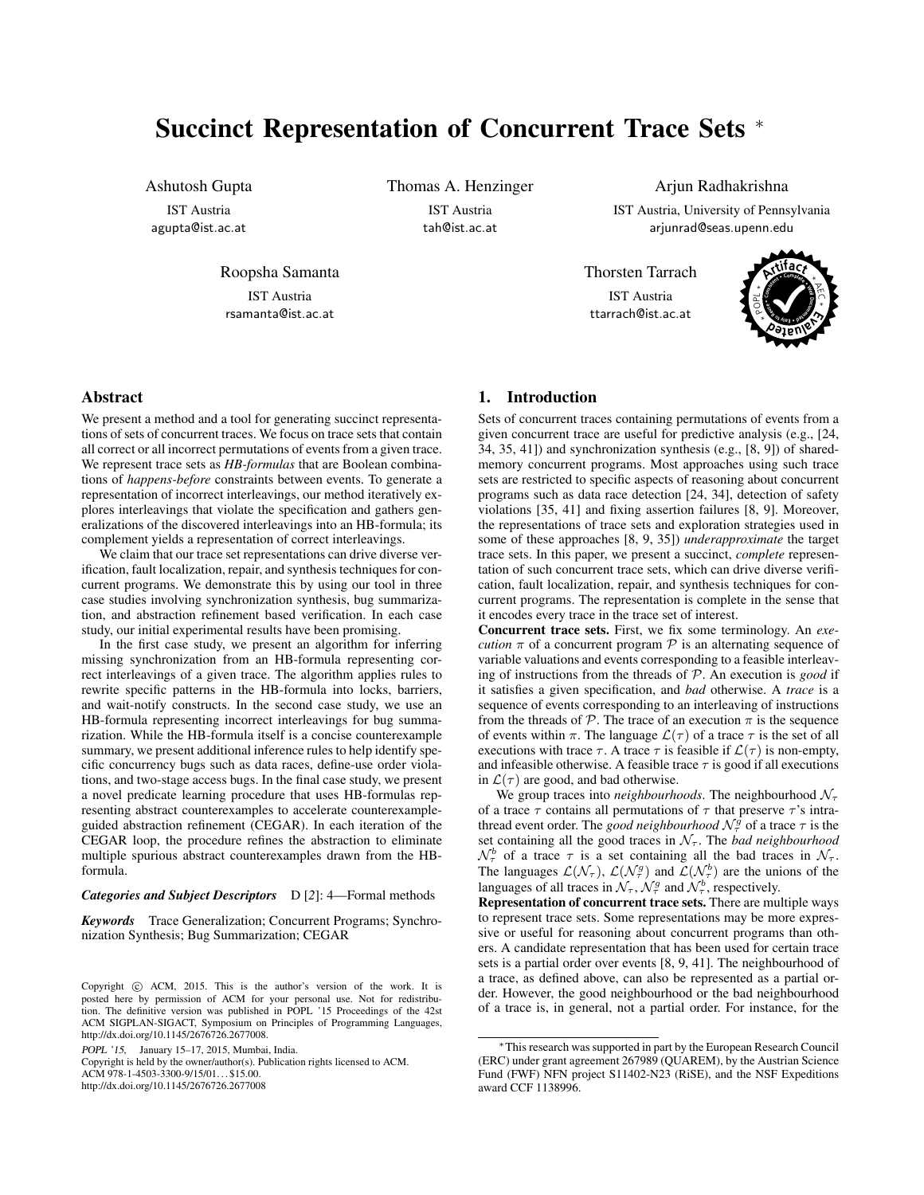# Succinct Representation of Concurrent Trace Sets *

Ashutosh Gupta
IST Austria
agupta@ist.ac.at

Thomas A. Henzinger
IST Austria
tah@ist.ac.at

Arjun Radhakrishna
IST Austria, University of Pennsylvania
arjunrad@seas.upenn.edu

Roopsha Samanta
IST Austria
rsamanta@ist.ac.at

Thorsten Tarrach
IST Austria
ttarrach@ist.ac.at

## Abstract

We present a method and a tool for generating succinct representations of sets of concurrent traces. We focus on trace sets that contain all correct or all incorrect permutations of events from a given trace. We represent trace sets as *HB-formulas* that are Boolean combinations of *happens-before* constraints between events. To generate a representation of incorrect interleavings, our method iteratively explores interleavings that violate the specification and gathers generalizations of the discovered interleavings into an HB-formula; its complement yields a representation of correct interleavings.

We claim that our trace set representations can drive diverse verification, fault localization, repair, and synthesis techniques for concurrent programs. We demonstrate this by using our tool in three case studies involving synchronization synthesis, bug summarization, and abstraction refinement based verification. In each case study, our initial experimental results have been promising.

In the first case study, we present an algorithm for inferring missing synchronization from an HB-formula representing correct interleavings of a given trace. The algorithm applies rules to rewrite specific patterns in the HB-formula into locks, barriers, and wait-notify constructs. In the second case study, we use an HB-formula representing incorrect interleavings for bug summarization. While the HB-formula itself is a concise counterexample summary, we present additional inference rules to help identify specific concurrency bugs such as data races, define-use order violations, and two-stage access bugs. In the final case study, we present a novel predicate learning procedure that uses HB-formulas representing abstract counterexamples to accelerate counterexample-guided abstraction refinement (CEGAR). In each iteration of the CEGAR loop, the procedure refines the abstraction to eliminate multiple spurious abstract counterexamples drawn from the HB-formula.

***Categories and Subject Descriptors*** D [2]: 4—Formal methods

***Keywords*** Trace Generalization; Concurrent Programs; Synchronization Synthesis; Bug Summarization; CEGAR

Copyright © ACM, 2015. This is the author's version of the work. It is posted here by permission of ACM for your personal use. Not for redistribution. The definitive version was published in POPL '15 Proceedings of the 42st ACM SIGPLAN-SIGACT, Symposium on Principles of Programming Languages, http://dx.doi.org/10.1145/2676726.2677008.

*POPL '15*, January 15–17, 2015, Mumbai, India.
Copyright is held by the owner/author(s). Publication rights licensed to ACM.
ACM 978-1-4503-3300-9/15/01…$15.00.
http://dx.doi.org/10.1145/2676726.2677008

## 1. Introduction

Sets of concurrent traces containing permutations of events from a given concurrent trace are useful for predictive analysis (e.g., [24, 34, 35, 41]) and synchronization synthesis (e.g., [8, 9]) of shared-memory concurrent programs. Most approaches using such trace sets are restricted to specific aspects of reasoning about concurrent programs such as data race detection [24, 34], detection of safety violations [35, 41] and fixing assertion failures [8, 9]. Moreover, the representations of trace sets and exploration strategies used in some of these approaches [8, 9, 35]) *underapproximate* the target trace sets. In this paper, we present a succinct, *complete* representation of such concurrent trace sets, which can drive diverse verification, fault localization, repair, and synthesis techniques for concurrent programs. The representation is complete in the sense that it encodes every trace in the trace set of interest.

**Concurrent trace sets.** First, we fix some terminology. An *execution* $\pi$ of a concurrent program $\mathcal{P}$ is an alternating sequence of variable valuations and events corresponding to a feasible interleaving of instructions from the threads of $\mathcal{P}$. An execution is *good* if it satisfies a given specification, and *bad* otherwise. A *trace* is a sequence of events corresponding to an interleaving of instructions from the threads of $\mathcal{P}$. The trace of an execution $\pi$ is the sequence of events within $\pi$. The language $\mathcal{L}(\tau)$ of a trace $\tau$ is the set of all executions with trace $\tau$. A trace $\tau$ is feasible if $\mathcal{L}(\tau)$ is non-empty, and infeasible otherwise. A feasible trace $\tau$ is good if all executions in $\mathcal{L}(\tau)$ are good, and bad otherwise.

We group traces into *neighbourhoods*. The neighbourhood $\mathcal{N}_\tau$ of a trace $\tau$ contains all permutations of $\tau$ that preserve $\tau$'s intra-thread event order. The *good neighbourhood* $\mathcal{N}_\tau^g$ of a trace $\tau$ is the set containing all the good traces in $\mathcal{N}_\tau$. The *bad neighbourhood* $\mathcal{N}_\tau^b$ of a trace $\tau$ is a set containing all the bad traces in $\mathcal{N}_\tau$. The languages $\mathcal{L}(\mathcal{N}_\tau)$, $\mathcal{L}(\mathcal{N}_\tau^g)$ and $\mathcal{L}(\mathcal{N}_\tau^b)$ are the unions of the languages of all traces in $\mathcal{N}_\tau$, $\mathcal{N}_\tau^g$ and $\mathcal{N}_\tau^b$, respectively.

**Representation of concurrent trace sets.** There are multiple ways to represent trace sets. Some representations may be more expressive or useful for reasoning about concurrent programs than others. A candidate representation that has been used for certain trace sets is a partial order over events [8, 9, 41]. The neighbourhood of a trace, as defined above, can also be represented as a partial order. However, the good neighbourhood or the bad neighbourhood of a trace is, in general, not a partial order. For instance, for the

*This research was supported in part by the European Research Council (ERC) under grant agreement 267989 (QUAREM), by the Austrian Science Fund (FWF) NFN project S11402-N23 (RiSE), and the NSF Expeditions award CCF 1138996.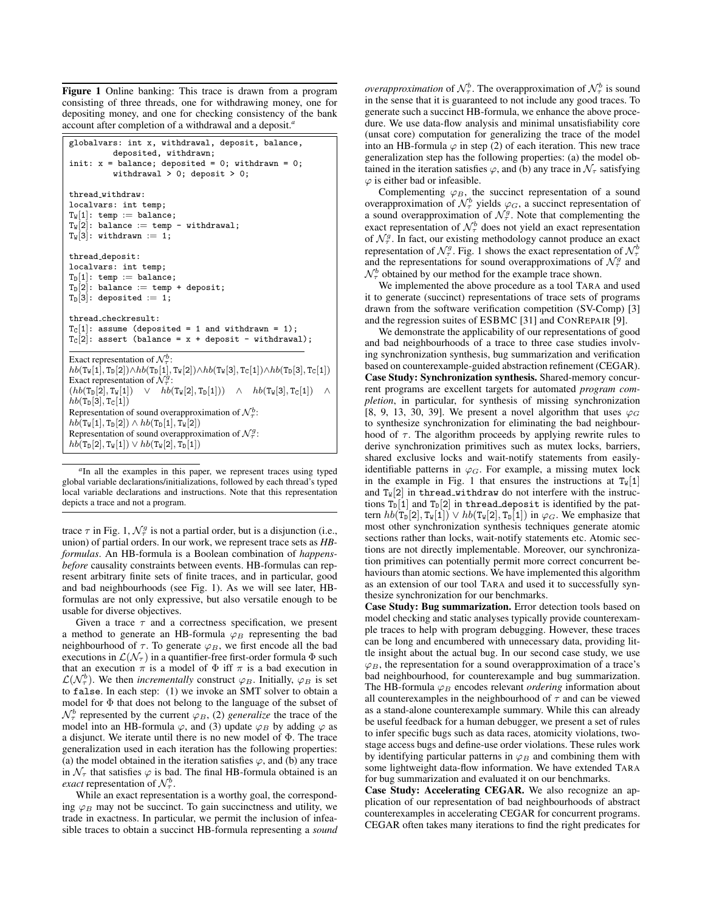**Figure 1** Online banking: This trace is drawn from a program consisting of three threads, one for withdrawing money, one for depositing money, and one for checking consistency of the bank account after completion of a withdrawal and a deposit.[a]

```
globalvars: int x, withdrawal, deposit, balance,
         deposited, withdrawn;
init: x = balance; deposited = 0; withdrawn = 0;
         withdrawal > 0; deposit > 0;

thread_withdraw:
localvars: int temp;
T_W[1]: temp := balance;
T_W[2]: balance := temp - withdrawal;
T_W[3]: withdrawn := 1;

thread_deposit:
localvars: int temp;
T_D[1]: temp := balance;
T_D[2]: balance := temp + deposit;
T_D[3]: deposited := 1;

thread_checkresult:
T_C[1]: assume (deposited = 1 and withdrawn = 1);
T_C[2]: assert (balance = x + deposit - withdrawal);
```

Exact representation of $\mathcal{N}_\tau^b$:
$hb(\mathtt{T_W}[1], \mathtt{T_D}[2]) \wedge hb(\mathtt{T_D}[1], \mathtt{T_W}[2]) \wedge hb(\mathtt{T_W}[3], \mathtt{T_C}[1]) \wedge hb(\mathtt{T_D}[3], \mathtt{T_C}[1])$
Exact representation of $\mathcal{N}_\tau^g$:
$(hb(\mathtt{T_D}[2], \mathtt{T_W}[1]) \vee hb(\mathtt{T_W}[2], \mathtt{T_D}[1])) \wedge hb(\mathtt{T_W}[3], \mathtt{T_C}[1]) \wedge hb(\mathtt{T_D}[3], \mathtt{T_C}[1])$
Representation of sound overapproximation of $\mathcal{N}_\tau^b$:
$hb(\mathtt{T_W}[1], \mathtt{T_D}[2]) \wedge hb(\mathtt{T_D}[1], \mathtt{T_W}[2])$
Representation of sound overapproximation of $\mathcal{N}_\tau^g$:
$hb(\mathtt{T_D}[2], \mathtt{T_W}[1]) \vee hb(\mathtt{T_W}[2], \mathtt{T_D}[1])$

[a] In all the examples in this paper, we represent traces using typed global variable declarations/initializations, followed by each thread's typed local variable declarations and instructions. Note that this representation depicts a trace and not a program.

trace $\tau$ in Fig. 1, $\mathcal{N}_\tau^g$ is not a partial order, but is a disjunction (i.e., union) of partial orders. In our work, we represent trace sets as *HB-formulas*. An HB-formula is a Boolean combination of *happens-before* causality constraints between events. HB-formulas can represent arbitrary finite sets of finite traces, and in particular, good and bad neighbourhoods (see Fig. 1). As we will see later, HB-formulas are not only expressive, but also versatile enough to be usable for diverse objectives.

Given a trace $\tau$ and a correctness specification, we present a method to generate an HB-formula $\varphi_B$ representing the bad neighbourhood of $\tau$. To generate $\varphi_B$, we first encode all the bad executions in $\mathcal{L}(\mathcal{N}_\tau)$ in a quantifier-free first-order formula $\Phi$ such that an execution $\pi$ is a model of $\Phi$ iff $\pi$ is a bad execution in $\mathcal{L}(\mathcal{N}_\tau^b)$. We then *incrementally* construct $\varphi_B$. Initially, $\varphi_B$ is set to `false`. In each step: (1) we invoke an SMT solver to obtain a model for $\Phi$ that does not belong to the language of the subset of $\mathcal{N}_\tau^b$ represented by the current $\varphi_B$, (2) *generalize* the trace of the model into an HB-formula $\varphi$, and (3) update $\varphi_B$ by adding $\varphi$ as a disjunct. We iterate until there is no new model of $\Phi$. The trace generalization used in each iteration has the following properties: (a) the model obtained in the iteration satisfies $\varphi$, and (b) any trace in $\mathcal{N}_\tau$ that satisfies $\varphi$ is bad. The final HB-formula obtained is an *exact* representation of $\mathcal{N}_\tau^b$.

While an exact representation is a worthy goal, the corresponding $\varphi_B$ may not be succinct. To gain succinctness and utility, we trade in exactness. In particular, we permit the inclusion of infeasible traces to obtain a succinct HB-formula representing a *sound overapproximation* of $\mathcal{N}_\tau^b$. The overapproximation of $\mathcal{N}_\tau^b$ is sound in the sense that it is guaranteed to not include any good traces. To generate such a succinct HB-formula, we enhance the above procedure. We use data-flow analysis and minimal unsatisfiability core (unsat core) computation for generalizing the trace of the model into an HB-formula $\varphi$ in step (2) of each iteration. This new trace generalization step has the following properties: (a) the model obtained in the iteration satisfies $\varphi$, and (b) any trace in $\mathcal{N}_\tau$ satisfying $\varphi$ is either bad or infeasible.

Complementing $\varphi_B$, the succinct representation of a sound overapproximation of $\mathcal{N}_\tau^b$ yields $\varphi_G$, a succinct representation of a sound overapproximation of $\mathcal{N}_\tau^g$. Note that complementing the exact representation of $\mathcal{N}_\tau^b$ does not yield an exact representation of $\mathcal{N}_\tau^g$. In fact, our existing methodology cannot produce an exact representation of $\mathcal{N}_\tau^g$. Fig. 1 shows the exact representation of $\mathcal{N}_\tau^b$ and the representations for sound overapproximations of $\mathcal{N}_\tau^g$ and $\mathcal{N}_\tau^b$ obtained by our method for the example trace shown.

We implemented the above procedure as a tool TARA and used it to generate (succinct) representations of trace sets of programs drawn from the software verification competition (SV-Comp) [3] and the regression suites of ESBMC [31] and CONREPAIR [9].

We demonstrate the applicability of our representations of good and bad neighbourhoods of a trace to three case studies involving synchronization synthesis, bug summarization and verification based on counterexample-guided abstraction refinement (CEGAR).

**Case Study: Synchronization synthesis.** Shared-memory concurrent programs are excellent targets for automated *program completion*, in particular, for synthesis of missing synchronization [8, 9, 13, 30, 39]. We present a novel algorithm that uses $\varphi_G$ to synthesize synchronization for eliminating the bad neighbourhood of $\tau$. The algorithm proceeds by applying rewrite rules to derive synchronization primitives such as mutex locks, barriers, shared exclusive locks and wait-notify statements from easily-identifiable patterns in $\varphi_G$. For example, a missing mutex lock in the example in Fig. 1 that ensures the instructions at $\mathtt{T_W}[1]$ and $\mathtt{T_W}[2]$ in `thread_withdraw` do not interfere with the instructions $\mathtt{T_D}[1]$ and $\mathtt{T_D}[2]$ in `thread_deposit` is identified by the pattern $hb(\mathtt{T_D}[2], \mathtt{T_W}[1]) \vee hb(\mathtt{T_W}[2], \mathtt{T_D}[1])$ in $\varphi_G$. We emphasize that most other synchronization synthesis techniques generate atomic sections rather than locks, wait-notify statements etc. Atomic sections are not directly implementable. Moreover, our synchronization primitives can potentially permit more correct concurrent behaviours than atomic sections. We have implemented this algorithm as an extension of our tool TARA and used it to successfully synthesize synchronization for our benchmarks.

**Case Study: Bug summarization.** Error detection tools based on model checking and static analyses typically provide counterexample traces to help with program debugging. However, these traces can be long and encumbered with unnecessary data, providing little insight about the actual bug. In our second case study, we use $\varphi_B$, the representation for a sound overapproximation of a trace's bad neighbourhood, for counterexample and bug summarization. The HB-formula $\varphi_B$ encodes relevant *ordering* information about all counterexamples in the neighbourhood of $\tau$ and can be viewed as a stand-alone counterexample summary. While this can already be useful feedback for a human debugger, we present a set of rules to infer specific bugs such as data races, atomicity violations, two-stage access bugs and define-use order violations. These rules work by identifying particular patterns in $\varphi_B$ and combining them with some lightweight data-flow information. We have extended TARA for bug summarization and evaluated it on our benchmarks.

**Case Study: Accelerating CEGAR.** We also recognize an application of our representation of bad neighbourhoods of abstract counterexamples in accelerating CEGAR for concurrent programs. CEGAR often takes many iterations to find the right predicates for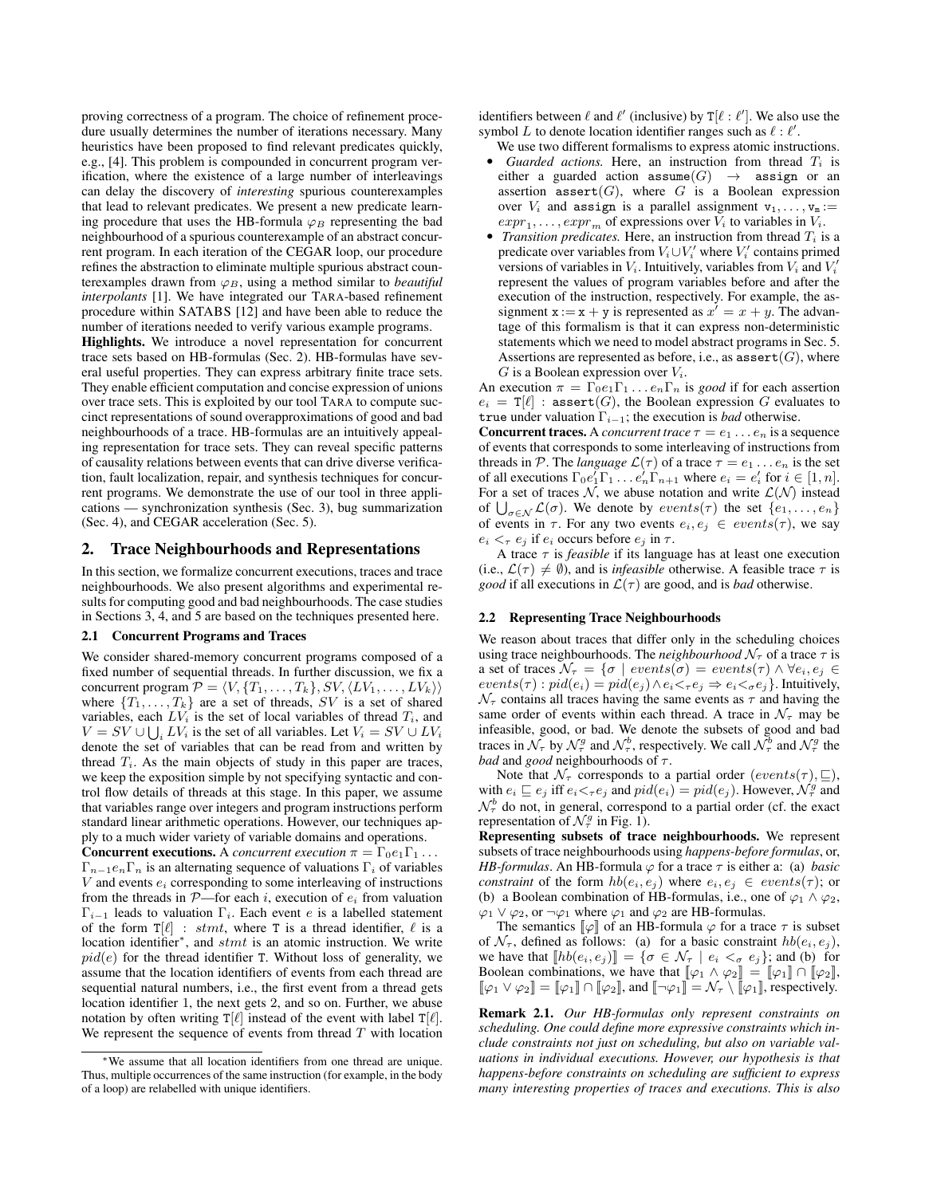proving correctness of a program. The choice of refinement procedure usually determines the number of iterations necessary. Many heuristics have been proposed to find relevant predicates quickly, e.g., [4]. This problem is compounded in concurrent program verification, where the existence of a large number of interleavings can delay the discovery of *interesting* spurious counterexamples that lead to relevant predicates. We present a new predicate learning procedure that uses the HB-formula $\varphi_B$ representing the bad neighbourhood of a spurious counterexample of an abstract concurrent program. In each iteration of the CEGAR loop, our procedure refines the abstraction to eliminate multiple spurious abstract counterexamples drawn from $\varphi_B$, using a method similar to *beautiful interpolants* [1]. We have integrated our TARA-based refinement procedure within SATABS [12] and have been able to reduce the number of iterations needed to verify various example programs.

**Highlights.** We introduce a novel representation for concurrent trace sets based on HB-formulas (Sec. 2). HB-formulas have several useful properties. They can express arbitrary finite trace sets. They enable efficient computation and concise expression of unions over trace sets. This is exploited by our tool TARA to compute succinct representations of sound overapproximations of good and bad neighbourhoods of a trace. HB-formulas are an intuitively appealing representation for trace sets. They can reveal specific patterns of causality relations between events that can drive diverse verification, fault localization, repair, and synthesis techniques for concurrent programs. We demonstrate the use of our tool in three applications — synchronization synthesis (Sec. 3), bug summarization (Sec. 4), and CEGAR acceleration (Sec. 5).

## 2. Trace Neighbourhoods and Representations

In this section, we formalize concurrent executions, traces and trace neighbourhoods. We also present algorithms and experimental results for computing good and bad neighbourhoods. The case studies in Sections 3, 4, and 5 are based on the techniques presented here.

### 2.1 Concurrent Programs and Traces

We consider shared-memory concurrent programs composed of a fixed number of sequential threads. In further discussion, we fix a concurrent program $\mathcal{P} = \langle V, \{T_1, \ldots, T_k\}, SV, \langle LV_1, \ldots, LV_k \rangle \rangle$ where $\{T_1, \ldots, T_k\}$ are a set of threads, $SV$ is a set of shared variables, each $LV_i$ is the set of local variables of thread $T_i$, and $V = SV \cup \bigcup_i LV_i$ is the set of all variables. Let $V_i = SV \cup LV_i$ denote the set of variables that can be read from and written by thread $T_i$. As the main objects of study in this paper are traces, we keep the exposition simple by not specifying syntactic and control flow details of threads at this stage. In this paper, we assume that variables range over integers and program instructions perform standard linear arithmetic operations. However, our techniques apply to a much wider variety of variable domains and operations.

**Concurrent executions.** A *concurrent execution* $\pi = \Gamma_0 e_1 \Gamma_1 \ldots \Gamma_{n-1} e_n \Gamma_n$ is an alternating sequence of valuations $\Gamma_i$ of variables $V$ and events $e_i$ corresponding to some interleaving of instructions from the threads in $\mathcal{P}$—for each $i$, execution of $e_i$ from valuation $\Gamma_{i-1}$ leads to valuation $\Gamma_i$. Each event $e$ is a labelled statement of the form $\mathtt{T}[\ell]$ : $stmt$, where T is a thread identifier, $\ell$ is a location identifier*, and $stmt$ is an atomic instruction. We write $pid(e)$ for the thread identifier T. Without loss of generality, we assume that the location identifiers of events from each thread are sequential natural numbers, i.e., the first event from a thread gets location identifier 1, the next gets 2, and so on. Further, we abuse notation by often writing $\mathtt{T}[\ell]$ instead of the event with label $\mathtt{T}[\ell]$. We represent the sequence of events from thread $T$ with location identifiers between $\ell$ and $\ell'$ (inclusive) by $\mathtt{T}[\ell : \ell']$. We also use the symbol $L$ to denote location identifier ranges such as $\ell : \ell'$.

We use two different formalisms to express atomic instructions.

- *Guarded actions.* Here, an instruction from thread $T_i$ is either a guarded action $\mathtt{assume}(G) \rightarrow \mathtt{assign}$ or an assertion $\mathtt{assert}(G)$, where $G$ is a Boolean expression over $V_i$ and assign is a parallel assignment $\mathtt{v}_1, \ldots, \mathtt{v}_m := expr_1, \ldots, expr_m$ of expressions over $V_i$ to variables in $V_i$.
- *Transition predicates.* Here, an instruction from thread $T_i$ is a predicate over variables from $V_i \cup V_i'$ where $V_i'$ contains primed versions of variables in $V_i$. Intuitively, variables from $V_i$ and $V_i'$ represent the values of program variables before and after the execution of the instruction, respectively. For example, the assignment $\mathtt{x} := \mathtt{x} + \mathtt{y}$ is represented as $x' = x + y$. The advantage of this formalism is that it can express non-deterministic statements which we need to model abstract programs in Sec. 5. Assertions are represented as before, i.e., as $\mathtt{assert}(G)$, where $G$ is a Boolean expression over $V_i$.

An execution $\pi = \Gamma_0 e_1 \Gamma_1 \ldots e_n \Gamma_n$ is *good* if for each assertion $e_i = \mathtt{T}[\ell]$ : $\mathtt{assert}(G)$, the Boolean expression $G$ evaluates to true under valuation $\Gamma_{i-1}$; the execution is *bad* otherwise.

**Concurrent traces.** A *concurrent trace* $\tau = e_1 \ldots e_n$ is a sequence of events that corresponds to some interleaving of instructions from threads in $\mathcal{P}$. The *language* $\mathcal{L}(\tau)$ of a trace $\tau = e_1 \ldots e_n$ is the set of all executions $\Gamma_0 e_1' \Gamma_1 \ldots e_n' \Gamma_{n+1}$ where $e_i = e_i'$ for $i \in [1, n]$. For a set of traces $\mathcal{N}$, we abuse notation and write $\mathcal{L}(\mathcal{N})$ instead of $\bigcup_{\sigma \in \mathcal{N}} \mathcal{L}(\sigma)$. We denote by $events(\tau)$ the set $\{e_1, \ldots, e_n\}$ of events in $\tau$. For any two events $e_i, e_j \in events(\tau)$, we say $e_i <_\tau e_j$ if $e_i$ occurs before $e_j$ in $\tau$.

A trace $\tau$ is *feasible* if its language has at least one execution (i.e., $\mathcal{L}(\tau) \neq \emptyset$), and is *infeasible* otherwise. A feasible trace $\tau$ is *good* if all executions in $\mathcal{L}(\tau)$ are good, and is *bad* otherwise.

### 2.2 Representing Trace Neighbourhoods

We reason about traces that differ only in the scheduling choices using trace neighbourhoods. The *neighbourhood* $\mathcal{N}_\tau$ of a trace $\tau$ is a set of traces $\mathcal{N}_\tau = \{\sigma \mid events(\sigma) = events(\tau) \wedge \forall e_i, e_j \in events(\tau) : pid(e_i) = pid(e_j) \wedge e_i <_\tau e_j \Rightarrow e_i <_\sigma e_j\}$. Intuitively, $\mathcal{N}_\tau$ contains all traces having the same events as $\tau$ and having the same order of events within each thread. A trace in $\mathcal{N}_\tau$ may be infeasible, good, or bad. We denote the subsets of good and bad traces in $\mathcal{N}_\tau$ by $\mathcal{N}_\tau^g$ and $\mathcal{N}_\tau^b$, respectively. We call $\mathcal{N}_\tau^b$ and $\mathcal{N}_\tau^g$ the *bad* and *good* neighbourhoods of $\tau$.

Note that $\mathcal{N}_\tau$ corresponds to a partial order $(events(\tau), \sqsubseteq)$, with $e_i \sqsubseteq e_j$ iff $e_i <_\tau e_j$ and $pid(e_i) = pid(e_j)$. However, $\mathcal{N}_\tau^g$ and $\mathcal{N}_\tau^b$ do not, in general, correspond to a partial order (cf. the exact representation of $\mathcal{N}_\tau^g$ in Fig. 1).

**Representing subsets of trace neighbourhoods.** We represent subsets of trace neighbourhoods using *happens-before formulas*, or, *HB-formulas*. An HB-formula $\varphi$ for a trace $\tau$ is either a: (a) *basic constraint* of the form $hb(e_i, e_j)$ where $e_i, e_j \in events(\tau)$; or (b) a Boolean combination of HB-formulas, i.e., one of $\varphi_1 \wedge \varphi_2$, $\varphi_1 \vee \varphi_2$, or $\neg\varphi_1$ where $\varphi_1$ and $\varphi_2$ are HB-formulas.

The semantics $[\![\varphi]\!]$ of an HB-formula $\varphi$ for a trace $\tau$ is subset of $\mathcal{N}_\tau$, defined as follows: (a) for a basic constraint $hb(e_i, e_j)$, we have that $[\![hb(e_i, e_j)]\!] = \{\sigma \in \mathcal{N}_\tau \mid e_i <_\sigma e_j\}$; and (b) for Boolean combinations, we have that $[\![\varphi_1 \wedge \varphi_2]\!] = [\![\varphi_1]\!] \cap [\![\varphi_2]\!]$, $[\![\varphi_1 \vee \varphi_2]\!] = [\![\varphi_1]\!] \cap [\![\varphi_2]\!]$, and $[\![\neg\varphi_1]\!] = \mathcal{N}_\tau \setminus [\![\varphi_1]\!]$, respectively.

**Remark 2.1.** *Our HB-formulas only represent constraints on scheduling. One could define more expressive constraints which include constraints not just on scheduling, but also on variable valuations in individual executions. However, our hypothesis is that happens-before constraints on scheduling are sufficient to express many interesting properties of traces and executions. This is also*

*We assume that all location identifiers from one thread are unique. Thus, multiple occurrences of the same instruction (for example, in the body of a loop) are relabelled with unique identifiers.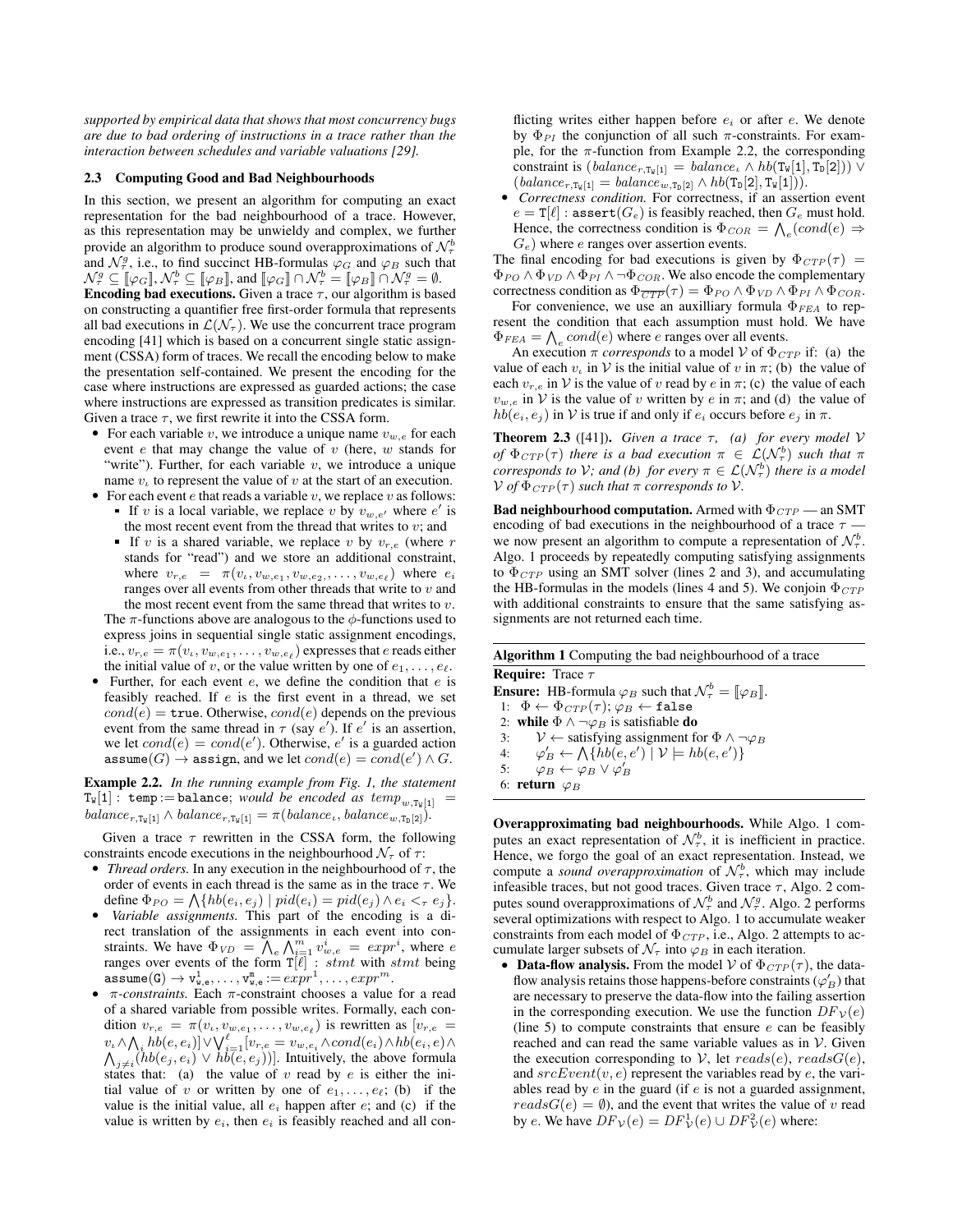*supported by empirical data that shows that most concurrency bugs are due to bad ordering of instructions in a trace rather than the interaction between schedules and variable valuations [29].*

### 2.3 Computing Good and Bad Neighbourhoods

In this section, we present an algorithm for computing an exact representation for the bad neighbourhood of a trace. However, as this representation may be unwieldy and complex, we further provide an algorithm to produce sound overapproximations of $\mathcal{N}_\tau^b$ and $\mathcal{N}_\tau^g$, i.e., to find succinct HB-formulas $\varphi_G$ and $\varphi_B$ such that $\mathcal{N}_\tau^g \subseteq [\![\varphi_G]\!]$, $\mathcal{N}_\tau^b \subseteq [\![\varphi_B]\!]$, and $[\![\varphi_G]\!] \cap \mathcal{N}_\tau^b = [\![\varphi_B]\!] \cap \mathcal{N}_\tau^g = \emptyset$.

**Encoding bad executions.** Given a trace $\tau$, our algorithm is based on constructing a quantifier free first-order formula that represents all bad executions in $\mathcal{L}(\mathcal{N}_\tau)$. We use the concurrent trace program encoding [41] which is based on a concurrent single static assignment (CSSA) form of traces. We recall the encoding below to make the presentation self-contained. We present the encoding for the case where instructions are expressed as guarded actions; the case where instructions are expressed as transition predicates is similar. Given a trace $\tau$, we first rewrite it into the CSSA form.

- For each variable $v$, we introduce a unique name $v_{w,e}$ for each event $e$ that may change the value of $v$ (here, $w$ stands for "write"). Further, for each variable $v$, we introduce a unique name $v_\iota$ to represent the value of $v$ at the start of an execution.
- For each event $e$ that reads a variable $v$, we replace $v$ as follows:
  - If $v$ is a local variable, we replace $v$ by $v_{w,e'}$ where $e'$ is the most recent event from the thread that writes to $v$; and
  - If $v$ is a shared variable, we replace $v$ by $v_{r,e}$ (where $r$ stands for "read") and we store an additional constraint, where $v_{r,e} = \pi(v_\iota, v_{w,e_1}, v_{w,e_2}, \ldots, v_{w,e_\ell})$ where $e_i$ ranges over all events from other threads that write to $v$ and the most recent event from the same thread that writes to $v$.

  The $\pi$-functions above are analogous to the $\phi$-functions used to express joins in sequential single static assignment encodings, i.e., $v_{r,e} = \pi(v_\iota, v_{w,e_1}, \ldots, v_{w,e_\ell})$ expresses that $e$ reads either the initial value of $v$, or the value written by one of $e_1, \ldots, e_\ell$.
- Further, for each event $e$, we define the condition that $e$ is feasibly reached. If $e$ is the first event in a thread, we set $cond(e) = \texttt{true}$. Otherwise, $cond(e)$ depends on the previous event from the same thread in $\tau$ (say $e'$). If $e'$ is an assertion, we let $cond(e) = cond(e')$. Otherwise, $e'$ is a guarded action $\texttt{assume}(G) \to \texttt{assign}$, and we let $cond(e) = cond(e') \wedge G$.

**Example 2.2.** *In the running example from Fig. 1, the statement* $\texttt{T}_\texttt{W}[1] : \texttt{temp} := \texttt{balance}$; *would be encoded as* $temp_{w,\texttt{T}_\texttt{W}[1]} = balance_{r,\texttt{T}_\texttt{W}[1]} \wedge balance_{r,\texttt{T}_\texttt{W}[1]} = \pi(balance_\iota, balance_{w,\texttt{T}_\texttt{D}[2]})$.

Given a trace $\tau$ rewritten in the CSSA form, the following constraints encode executions in the neighbourhood $\mathcal{N}_\tau$ of $\tau$:

- *Thread orders.* In any execution in the neighbourhood of $\tau$, the order of events in each thread is the same as in the trace $\tau$. We define $\Phi_{PO} = \bigwedge\{hb(e_i, e_j) \mid pid(e_i) = pid(e_j) \wedge e_i <_\tau e_j\}$.
- *Variable assignments.* This part of the encoding is a direct translation of the assignments in each event into constraints. We have $\Phi_{VD} = \bigwedge_e \bigwedge_{i=1}^m v_{w,e}^i = expr^i$, where $e$ ranges over events of the form $\texttt{T}[\ell] : stmt$ with $stmt$ being $\texttt{assume(G)} \to \texttt{v}_{\texttt{w},\texttt{e}}^1, \ldots, \texttt{v}_{\texttt{w},\texttt{e}}^\texttt{m} := expr^1, \ldots, expr^m$.
- *$\pi$-constraints.* Each $\pi$-constraint chooses a value for a read of a shared variable from possible writes. Formally, each condition $v_{r,e} = \pi(v_\iota, v_{w,e_1}, \ldots, v_{w,e_\ell})$ is rewritten as $[v_{r,e} = v_\iota \wedge \bigwedge_i hb(e, e_i)] \vee \bigvee_{i=1}^\ell [v_{r,e} = v_{w,e_i} \wedge cond(e_i) \wedge hb(e_i, e) \wedge \bigwedge_{j \neq i}(hb(e_j, e_i) \vee hb(e, e_j))]$. Intuitively, the above formula states that: (a) the value of $v$ read by $e$ is either the initial value of $v$ or written by one of $e_1, \ldots, e_\ell$; (b) if the value is the initial value, all $e_i$ happen after $e$; and (c) if the value is written by $e_i$, then $e_i$ is feasibly reached and all conflicting writes either happen before $e_i$ or after $e$. We denote by $\Phi_{PI}$ the conjunction of all such $\pi$-constraints. For example, for the $\pi$-function from Example 2.2, the corresponding constraint is $(balance_{r,\texttt{T}_\texttt{W}[1]} = balance_\iota \wedge hb(\texttt{T}_\texttt{W}[1], \texttt{T}_\texttt{D}[2])) \vee (balance_{r,\texttt{T}_\texttt{W}[1]} = balance_{w,\texttt{T}_\texttt{D}[2]} \wedge hb(\texttt{T}_\texttt{D}[2], \texttt{T}_\texttt{W}[1]))$.
- *Correctness condition.* For correctness, if an assertion event $e = \texttt{T}[\ell] : \texttt{assert}(G_e)$ is feasibly reached, then $G_e$ must hold. Hence, the correctness condition is $\Phi_{COR} = \bigwedge_e (cond(e) \Rightarrow G_e)$ where $e$ ranges over assertion events.

The final encoding for bad executions is given by $\Phi_{CTP}(\tau) = \Phi_{PO} \wedge \Phi_{VD} \wedge \Phi_{PI} \wedge \neg\Phi_{COR}$. We also encode the complementary correctness condition as $\Phi_{\overline{CTP}}(\tau) = \Phi_{PO} \wedge \Phi_{VD} \wedge \Phi_{PI} \wedge \Phi_{COR}$.

For convenience, we use an auxilliary formula $\Phi_{FEA}$ to represent the condition that each assumption must hold. We have $\Phi_{FEA} = \bigwedge_e cond(e)$ where $e$ ranges over all events.

An execution $\pi$ *corresponds* to a model $\mathcal{V}$ of $\Phi_{CTP}$ if: (a) the value of each $v_\iota$ in $\mathcal{V}$ is the initial value of $v$ in $\pi$; (b) the value of each $v_{r,e}$ in $\mathcal{V}$ is the value of $v$ read by $e$ in $\pi$; (c) the value of each $v_{w,e}$ in $\mathcal{V}$ is the value of $v$ written by $e$ in $\pi$; and (d) the value of $hb(e_i, e_j)$ in $\mathcal{V}$ is true if and only if $e_i$ occurs before $e_j$ in $\pi$.

**Theorem 2.3** ([41]). *Given a trace $\tau$, (a) for every model $\mathcal{V}$ of $\Phi_{CTP}(\tau)$ there is a bad execution $\pi \in \mathcal{L}(\mathcal{N}_\tau^b)$ such that $\pi$ corresponds to $\mathcal{V}$; and (b) for every $\pi \in \mathcal{L}(\mathcal{N}_\tau^b)$ there is a model $\mathcal{V}$ of $\Phi_{CTP}(\tau)$ such that $\pi$ corresponds to $\mathcal{V}$.*

**Bad neighbourhood computation.** Armed with $\Phi_{CTP}$ — an SMT encoding of bad executions in the neighbourhood of a trace $\tau$ — we now present an algorithm to compute a representation of $\mathcal{N}_\tau^b$. Algo. 1 proceeds by repeatedly computing satisfying assignments to $\Phi_{CTP}$ using an SMT solver (lines 2 and 3), and accumulating the HB-formulas in the models (lines 4 and 5). We conjoin $\Phi_{CTP}$ with additional constraints to ensure that the same satisfying assignments are not returned each time.

---

**Algorithm 1** Computing the bad neighbourhood of a trace

---

**Require:** Trace $\tau$
**Ensure:** HB-formula $\varphi_B$ such that $\mathcal{N}_\tau^b = [\![\varphi_B]\!]$.
1: $\Phi \leftarrow \Phi_{CTP}(\tau)$; $\varphi_B \leftarrow \texttt{false}$
2: **while** $\Phi \wedge \neg\varphi_B$ is satisfiable **do**
3: $\quad\mathcal{V} \leftarrow$ satisfying assignment for $\Phi \wedge \neg\varphi_B$
4: $\quad\varphi'_B \leftarrow \bigwedge\{hb(e, e') \mid \mathcal{V} \models hb(e, e')\}$
5: $\quad\varphi_B \leftarrow \varphi_B \vee \varphi'_B$
6: **return** $\varphi_B$

---

**Overapproximating bad neighbourhoods.** While Algo. 1 computes an exact representation of $\mathcal{N}_\tau^b$, it is inefficient in practice. Hence, we forgo the goal of an exact representation. Instead, we compute a *sound overapproximation* of $\mathcal{N}_\tau^b$, which may include infeasible traces, but not good traces. Given trace $\tau$, Algo. 2 computes sound overapproximations of $\mathcal{N}_\tau^b$ and $\mathcal{N}_\tau^g$. Algo. 2 performs several optimizations with respect to Algo. 1 to accumulate weaker constraints from each model of $\Phi_{CTP}$, i.e., Algo. 2 attempts to accumulate larger subsets of $\mathcal{N}_\tau$ into $\varphi_B$ in each iteration.

- **Data-flow analysis.** From the model $\mathcal{V}$ of $\Phi_{CTP}(\tau)$, the data-flow analysis retains those happens-before constraints ($\varphi'_B$) that are necessary to preserve the data-flow into the failing assertion in the corresponding execution. We use the function $DF_\mathcal{V}(e)$ (line 5) to compute constraints that ensure $e$ can be feasibly reached and can read the same variable values as in $\mathcal{V}$. Given the execution corresponding to $\mathcal{V}$, let $reads(e)$, $readsG(e)$, and $srcEvent(v, e)$ represent the variables read by $e$, the variables read by $e$ in the guard (if $e$ is not a guarded assignment, $readsG(e) = \emptyset$), and the event that writes the value of $v$ read by $e$. We have $DF_\mathcal{V}(e) = DF_\mathcal{V}^1(e) \cup DF_\mathcal{V}^2(e)$ where: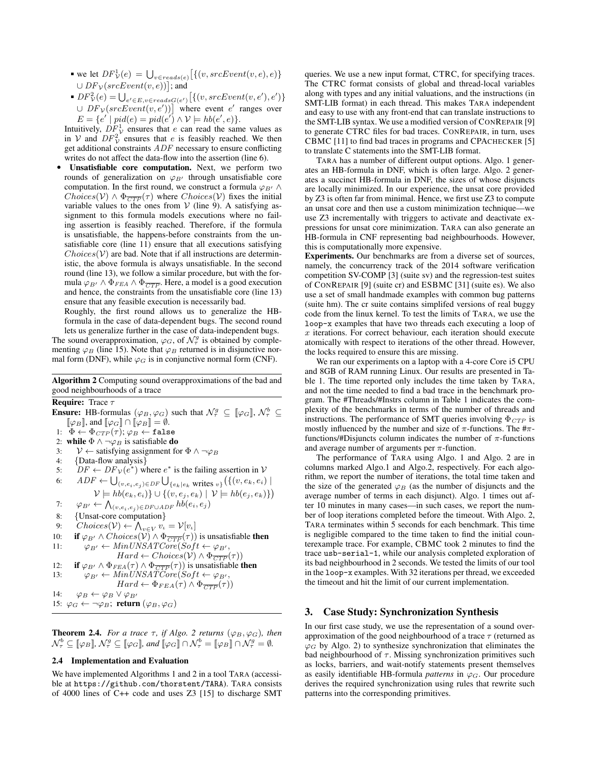- we let $DF^1_{\mathcal{V}}(e) = \bigcup_{v \in reads(e)} \big[\{(v, srcEvent(v,e), e)\} \cup DF_{\mathcal{V}}(srcEvent(v,e))\big]$; and
- $DF^2_{\mathcal{V}}(e) = \bigcup_{e' \in E, v \in readsG(e')} \big[\{(v, srcEvent(v,e'), e')\} \cup DF_{\mathcal{V}}(srcEvent(v,e'))\big]$ where event $e'$ ranges over $E = \{e' \mid pid(e) = pid(e') \wedge \mathcal{V} \models hb(e', e)\}$.

Intuitively, $DF^1_{\mathcal{V}}$ ensures that $e$ can read the same values as in $\mathcal{V}$ and $DF^2_{\mathcal{V}}$ ensures that $e$ is feasibly reached. We then get additional constraints $ADF$ necessary to ensure conflicting writes do not affect the data-flow into the assertion (line 6).

- **Unsatisfiable core computation.** Next, we perform two rounds of generalization on $\varphi_{B'}$ through unsatisfiable core computation. In the first round, we construct a formula $\varphi_{B'} \wedge Choices(\mathcal{V}) \wedge \Phi_{\overline{CTP}}(\tau)$ where $Choices(\mathcal{V})$ fixes the initial variable values to the ones from $\mathcal{V}$ (line 9). A satisfying assignment to this formula models executions where no failing assertion is feasibly reached. Therefore, if the formula is unsatisfiable, the happens-before constraints from the unsatisfiable core (line 11) ensure that all executions satisfying $Choices(\mathcal{V})$ are bad. Note that if all instructions are deterministic, the above formula is always unsatisfiable. In the second round (line 13), we follow a similar procedure, but with the formula $\varphi_{B'} \wedge \Phi_{FEA} \wedge \Phi_{\overline{CTP}}$. Here, a model is a good execution and hence, the constraints from the unsatisfiable core (line 13) ensure that any feasible execution is necessarily bad.

  Roughly, the first round allows us to generalize the HB-formula in the case of data-dependent bugs. The second round lets us generalize further in the case of data-independent bugs.

The sound overapproximation, $\varphi_G$, of $\mathcal{N}^g_\tau$ is obtained by complementing $\varphi_B$ (line 15). Note that $\varphi_B$ returned is in disjunctive normal form (DNF), while $\varphi_G$ is in conjunctive normal form (CNF).

---

**Algorithm 2** Computing sound overapproximations of the bad and good neighbourhoods of a trace

**Require:** Trace $\tau$

**Ensure:** HB-formulas $(\varphi_B, \varphi_G)$ such that $\mathcal{N}^g_\tau \subseteq [\![\varphi_G]\!]$, $\mathcal{N}^b_\tau \subseteq [\![\varphi_B]\!]$, and $[\![\varphi_G]\!] \cap [\![\varphi_B]\!] = \emptyset$.

```
1:  Φ ← Φ_CTP(τ); φ_B ← false
2:  while Φ ∧ ¬φ_B is satisfiable do
3:      V ← satisfying assignment for Φ ∧ ¬φ_B
4:      {Data-flow analysis}
5:      DF ← DF_V(e*) where e* is the failing assertion in V
6:      ADF ← ⋃_{(v,e_i,e_j)∈DF} ⋃_{{e_k | e_k writes v}} ({(v, e_k, e_i) |
            V ⊨ hb(e_k, e_i)} ∪ {(v, e_j, e_k) | V ⊨ hb(e_j, e_k)})
7:      φ_B' ← ⋀_{(v,e_i,e_j)∈DF∪ADF} hb(e_i, e_j)
8:      {Unsat-core computation}
9:      Choices(V) ← ⋀_{v∈V} v_ι = V[v_ι]
10:     if φ_B' ∧ Choices(V) ∧ Φ_{¬CTP}(τ)) is unsatisfiable then
11:         φ_B' ← MinUNSATCore(Soft ← φ_B',
                Hard ← Choices(V) ∧ Φ_{¬CTP}(τ))
12:     if φ_B' ∧ Φ_FEA(τ) ∧ Φ_{¬CTP}(τ)) is unsatisfiable then
13:         φ_B' ← MinUNSATCore(Soft ← φ_B',
                Hard ← Φ_FEA(τ) ∧ Φ_{¬CTP}(τ))
14:     φ_B ← φ_B ∨ φ_B'
15: φ_G ← ¬φ_B; return (φ_B, φ_G)
```

---

**Theorem 2.4.** *For a trace $\tau$, if Algo. 2 returns $(\varphi_B, \varphi_G)$, then $\mathcal{N}^b_\tau \subseteq [\![\varphi_B]\!]$, $\mathcal{N}^g_\tau \subseteq [\![\varphi_G]\!]$, and $[\![\varphi_G]\!] \cap \mathcal{N}^b_\tau = [\![\varphi_B]\!] \cap \mathcal{N}^g_\tau = \emptyset$.*

### 2.4 Implementation and Evaluation

We have implemented Algorithms 1 and 2 in a tool TARA (accessible at `https://github.com/thorstenf/TARA`). TARA consists of 4000 lines of C++ code and uses Z3 [15] to discharge SMT queries. We use a new input format, CTRC, for specifying traces. The CTRC format consists of global and thread-local variables along with types and any initial valuations, and the instructions (in SMT-LIB format) in each thread. This makes TARA independent and easy to use with any front-end that can translate instructions to the SMT-LIB syntax. We use a modified version of CONREPAIR [9] to generate CTRC files for bad traces. CONREPAIR, in turn, uses CBMC [11] to find bad traces in programs and CPACHECKER [5] to translate C statements into the SMT-LIB format.

TARA has a number of different output options. Algo. 1 generates an HB-formula in DNF, which is often large. Algo. 2 generates a succinct HB-formula in DNF, the sizes of whose disjuncts are locally minimized. In our experience, the unsat core provided by Z3 is often far from minimal. Hence, we first use Z3 to compute an unsat core and then use a custom minimization technique—we use Z3 incrementally with triggers to activate and deactivate expressions for unsat core minimization. TARA can also generate an HB-formula in CNF representing bad neighbourhoods. However, this is computationally more expensive.

**Experiments.** Our benchmarks are from a diverse set of sources, namely, the concurrency track of the 2014 software verification competition SV-COMP [3] (suite sv) and the regression-test suites of CONREPAIR [9] (suite cr) and ESBMC [31] (suite es). We also use a set of small handmade examples with common bug patterns (suite hm). The cr suite contains simplifed versions of real buggy code from the linux kernel. To test the limits of TARA, we use the `loop-x` examples that have two threads each executing a loop of $x$ iterations. For correct behaviour, each iteration should execute atomically with respect to iterations of the other thread. However, the locks required to ensure this are missing.

We ran our experiments on a laptop with a 4-core Core i5 CPU and 8GB of RAM running Linux. Our results are presented in Table 1. The time reported only includes the time taken by TARA, and not the time needed to find a bad trace in the benchmark program. The #Threads/#Instrs column in Table 1 indicates the complexity of the benchmarks in terms of the number of threads and instructions. The performance of SMT queries involving $\Phi_{CTP}$ is mostly influenced by the number and size of $\pi$-functions. The #$\pi$-functions/#Disjuncts column indicates the number of $\pi$-functions and average number of arguments per $\pi$-function.

The performance of TARA using Algo. 1 and Algo. 2 are in columns marked Algo.1 and Algo.2, respectively. For each algorithm, we report the number of iterations, the total time taken and the size of the generated $\varphi_B$ (as the number of disjuncts and the average number of terms in each disjunct). Algo. 1 times out after 10 minutes in many cases—in such cases, we report the number of loop iterations completed before the timeout. With Algo. 2, TARA terminates within 5 seconds for each benchmark. This time is negligible compared to the time taken to find the initial counterexample trace. For example, CBMC took 2 minutes to find the trace `usb-serial-1`, while our analysis completed exploration of its bad neighbourhood in 2 seconds. We tested the limits of our tool in the `loop-x` examples. With 32 iterations per thread, we exceeded the timeout and hit the limit of our current implementation.

## 3. Case Study: Synchronization Synthesis

In our first case study, we use the representation of a sound overapproximation of the good neighbourhood of a trace $\tau$ (returned as $\varphi_G$ by Algo. 2) to synthesize synchronization that eliminates the bad neighbourhood of $\tau$. Missing synchronization primitives such as locks, barriers, and wait-notify statements present themselves as easily identifiable HB-formula *patterns* in $\varphi_G$. Our procedure derives the required synchronization using rules that rewrite such patterns into the corresponding primitives.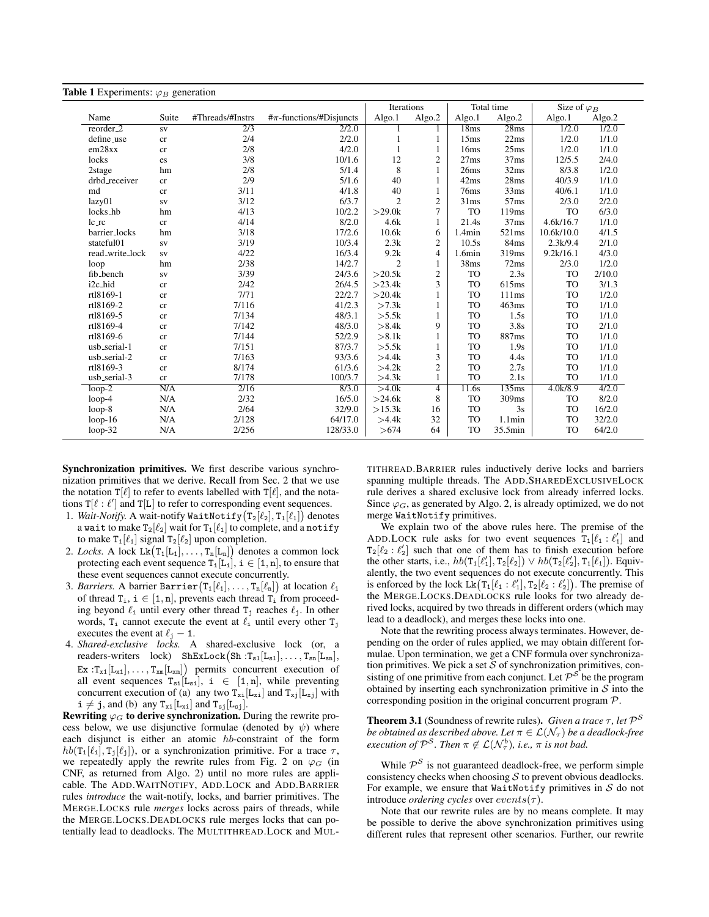**Table 1** Experiments: $\varphi_B$ generation

| Name | Suite | #Threads/#Instrs | #π-functions/#Disjuncts | Iterations | | Total time | | Size of $\varphi_B$ | |
|---|---|---|---|---|---|---|---|---|---|
| | | | | Algo.1 | Algo.2 | Algo.1 | Algo.2 | Algo.1 | Algo.2 |
| reorder_2 | sv | 2/3 | 2/2.0 | 1 | 1 | 18ms | 28ms | 1/2.0 | 1/2.0 |
| define_use | cr | 2/4 | 2/2.0 | 1 | 1 | 15ms | 22ms | 1/2.0 | 1/1.0 |
| em28xx | cr | 2/8 | 4/2.0 | 1 | 1 | 16ms | 25ms | 1/2.0 | 1/1.0 |
| locks | es | 3/8 | 10/1.6 | 12 | 2 | 27ms | 37ms | 12/5.5 | 2/4.0 |
| 2stage | hm | 2/8 | 5/1.4 | 8 | 1 | 26ms | 32ms | 8/3.8 | 1/2.0 |
| drbd_receiver | cr | 2/9 | 5/1.6 | 40 | 1 | 42ms | 28ms | 40/3.9 | 1/1.0 |
| md | cr | 3/11 | 4/1.8 | 40 | 1 | 76ms | 33ms | 40/6.1 | 1/1.0 |
| lazy01 | sv | 3/12 | 6/3.7 | 2 | 2 | 31ms | 57ms | 2/3.0 | 2/2.0 |
| locks_hb | hm | 4/13 | 10/2.2 | >29.0k | 7 | TO | 119ms | TO | 6/3.0 |
| lc_rc | cr | 4/14 | 8/2.0 | 4.6k | 1 | 21.4s | 37ms | 4.6k/16.7 | 1/1.0 |
| barrier_locks | hm | 3/18 | 17/2.6 | 10.6k | 6 | 1.4min | 521ms | 10.6k/10.0 | 4/1.5 |
| stateful01 | sv | 3/19 | 10/3.4 | 2.3k | 2 | 10.5s | 84ms | 2.3k/9.4 | 2/1.0 |
| read_write_lock | sv | 4/22 | 16/3.4 | 9.2k | 4 | 1.6min | 319ms | 9.2k/16.1 | 4/3.0 |
| loop | hm | 2/38 | 14/2.7 | 2 | 1 | 38ms | 72ms | 2/3.0 | 1/2.0 |
| fib_bench | sv | 3/39 | 24/3.6 | >20.5k | 2 | TO | 2.3s | TO | 2/10.0 |
| i2c_hid | cr | 2/42 | 26/4.5 | >23.4k | 3 | TO | 615ms | TO | 3/1.3 |
| rtl8169-1 | cr | 7/71 | 22/2.7 | >20.4k | 1 | TO | 111ms | TO | 1/2.0 |
| rtl8169-2 | cr | 7/116 | 41/2.3 | >7.3k | 1 | TO | 463ms | TO | 1/1.0 |
| rtl8169-5 | cr | 7/134 | 48/3.1 | >5.5k | 1 | TO | 1.5s | TO | 1/1.0 |
| rtl8169-4 | cr | 7/142 | 48/3.0 | >8.4k | 9 | TO | 3.8s | TO | 2/1.0 |
| rtl8169-6 | cr | 7/144 | 52/2.9 | >8.1k | 1 | TO | 887ms | TO | 1/1.0 |
| usb_serial-1 | cr | 7/151 | 87/3.7 | >5.5k | 1 | TO | 1.9s | TO | 1/1.0 |
| usb_serial-2 | cr | 7/163 | 93/3.6 | >4.4k | 3 | TO | 4.4s | TO | 1/1.0 |
| rtl8169-3 | cr | 8/174 | 61/3.6 | >4.2k | 2 | TO | 2.7s | TO | 1/1.0 |
| usb_serial-3 | cr | 7/178 | 100/3.7 | >4.3k | 1 | TO | 2.1s | TO | 1/1.0 |
| loop-2 | N/A | 2/16 | 8/3.0 | >4.0k | 4 | 11.6s | 135ms | 4.0k/8.9 | 4/2.0 |
| loop-4 | N/A | 2/32 | 16/5.0 | >24.6k | 8 | TO | 309ms | TO | 8/2.0 |
| loop-8 | N/A | 2/64 | 32/9.0 | >15.3k | 16 | TO | 3s | TO | 16/2.0 |
| loop-16 | N/A | 2/128 | 64/17.0 | >4.4k | 32 | TO | 1.1min | TO | 32/2.0 |
| loop-32 | N/A | 2/256 | 128/33.0 | >674 | 64 | TO | 35.5min | TO | 64/2.0 |

**Synchronization primitives.** We first describe various synchronization primitives that we derive. Recall from Sec. 2 that we use the notation $\mathtt{T}[\ell]$ to refer to events labelled with $\mathtt{T}[\ell]$, and the notations $\mathtt{T}[\ell : \ell']$ and $\mathtt{T}[\mathtt{L}]$ to refer to corresponding event sequences.

1. *Wait-Notify.* A wait-notify $\mathtt{WaitNotify}(\mathtt{T_2}[\ell_2], \mathtt{T_1}[\ell_1])$ denotes a `wait` to make $\mathtt{T_2}[\ell_2]$ wait for $\mathtt{T_1}[\ell_1]$ to complete, and a `notify` to make $\mathtt{T_1}[\ell_1]$ signal $\mathtt{T_2}[\ell_2]$ upon completion.
2. *Locks.* A lock $\mathtt{Lk}(\mathtt{T_1}[\mathtt{L_1}], \ldots, \mathtt{T_n}[\mathtt{L_n}])$ denotes a common lock protecting each event sequence $\mathtt{T_i}[\mathtt{L_i}]$, $\mathtt{i} \in [1, \mathtt{n}]$, to ensure that these event sequences cannot execute concurrently.
3. *Barriers.* A barrier $\mathtt{Barrier}(\mathtt{T_1}[\ell_1], \ldots, \mathtt{T_n}[\ell_n])$ at location $\ell_\mathtt{i}$ of thread $\mathtt{T_i}$, $\mathtt{i} \in [1, \mathtt{n}]$, prevents each thread $\mathtt{T_i}$ from proceeding beyond $\ell_\mathtt{i}$ until every other thread $\mathtt{T_j}$ reaches $\ell_\mathtt{j}$. In other words, $\mathtt{T_i}$ cannot execute the event at $\ell_\mathtt{i}$ until every other $\mathtt{T_j}$ executes the event at $\ell_\mathtt{j} - 1$.
4. *Shared-exclusive locks.* A shared-exclusive lock (or, a readers-writers lock) $\mathtt{ShExLock}(\mathtt{Sh} : \mathtt{T_{s1}}[\mathtt{L_{s1}}], \ldots, \mathtt{T_{sn}}[\mathtt{L_{sn}}], \mathtt{Ex} : \mathtt{T_{x1}}[\mathtt{L_{x1}}], \ldots, \mathtt{T_{xm}}[\mathtt{L_{xm}}])$ permits concurrent execution of all event sequences $\mathtt{T_{si}}[\mathtt{L_{si}}]$, $\mathtt{i} \in [1, \mathtt{n}]$, while preventing concurrent execution of (a) any two $\mathtt{T_{xi}}[\mathtt{L_{xi}}]$ and $\mathtt{T_{xj}}[\mathtt{L_{xj}}]$ with $\mathtt{i} \neq \mathtt{j}$, and (b) any $\mathtt{T_{xi}}[\mathtt{L_{xi}}]$ and $\mathtt{T_{sj}}[\mathtt{L_{sj}}]$.

**Rewriting $\varphi_G$ to derive synchronization.** During the rewrite process below, we use disjunctive formulae (denoted by $\psi$) where each disjunct is either an atomic $hb$-constraint of the form $hb(\mathtt{T_i}[\ell_\mathtt{i}], \mathtt{T_j}[\ell_\mathtt{j}])$, or a synchronization primitive. For a trace $\tau$, we repeatedly apply the rewrite rules from Fig. 2 on $\varphi_G$ (in CNF, as returned from Algo. 2) until no more rules are applicable. The ADD.WAITNOTIFY, ADD.LOCK and ADD.BARRIER rules *introduce* the wait-notify, locks, and barrier primitives. The MERGE.LOCKS rule *merges* locks across pairs of threads, while the MERGE.LOCKS.DEADLOCKS rule merges locks that can potentially lead to deadlocks. The MULTITHREAD.LOCK and MULTITHREAD.BARRIER rules inductively derive locks and barriers spanning multiple threads. The ADD.SHAREDEXCLUSIVELOCK rule derives a shared exclusive lock from already inferred locks. Since $\varphi_G$, as generated by Algo. 2, is already optimized, we do not merge `WaitNotify` primitives.

We explain two of the above rules here. The premise of the ADD.LOCK rule asks for two event sequences $\mathtt{T_1}[\ell_1 : \ell_1']$ and $\mathtt{T_2}[\ell_2 : \ell_2']$ such that one of them has to finish execution before the other starts, i.e., $hb(\mathtt{T_1}[\ell_1'], \mathtt{T_2}[\ell_2]) \vee hb(\mathtt{T_2}[\ell_2'], \mathtt{T_1}[\ell_1])$. Equivalently, the two event sequences do not execute concurrently. This is enforced by the lock $\mathtt{Lk}(\mathtt{T_1}[\ell_1 : \ell_1'], \mathtt{T_2}[\ell_2 : \ell_2'])$. The premise of the MERGE.LOCKS.DEADLOCKS rule looks for two already derived locks, acquired by two threads in different orders (which may lead to a deadlock), and merges these locks into one.

Note that the rewriting process always terminates. However, depending on the order of rules applied, we may obtain different formulae. Upon termination, we get a CNF formula over synchronization primitives. We pick a set $\mathcal{S}$ of synchronization primitives, consisting of one primitive from each conjunct. Let $\mathcal{P}^\mathcal{S}$ be the program obtained by inserting each synchronization primitive in $\mathcal{S}$ into the corresponding position in the original concurrent program $\mathcal{P}$.

**Theorem 3.1** (Soundness of rewrite rules). *Given a trace $\tau$, let $\mathcal{P}^\mathcal{S}$ be obtained as described above. Let $\pi \in \mathcal{L}(\mathcal{N}_\tau)$ be a deadlock-free execution of $\mathcal{P}^\mathcal{S}$. Then $\pi \notin \mathcal{L}(\mathcal{N}_\tau^b)$, i.e., $\pi$ is not bad.*

While $\mathcal{P}^\mathcal{S}$ is not guaranteed deadlock-free, we perform simple consistency checks when choosing $\mathcal{S}$ to prevent obvious deadlocks. For example, we ensure that `WaitNotify` primitives in $\mathcal{S}$ do not introduce *ordering cycles* over $events(\tau)$.

Note that our rewrite rules are by no means complete. It may be possible to derive the above synchronization primitives using different rules that represent other scenarios. Further, our rewrite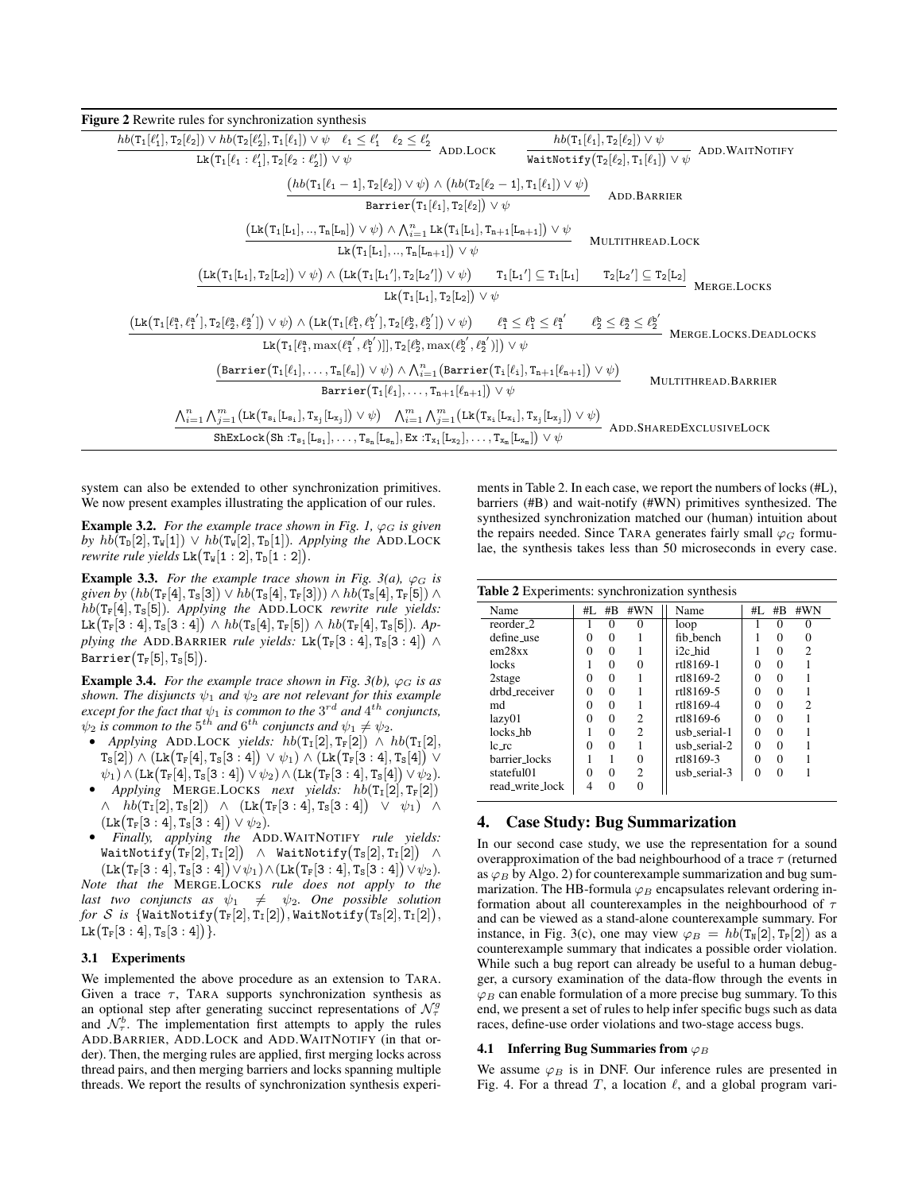**Figure 2** Rewrite rules for synchronization synthesis

$$\frac{hb(\mathtt{T_1}[\ell_1'],\mathtt{T_2}[\ell_2]) \vee hb(\mathtt{T_2}[\ell_2'],\mathtt{T_1}[\ell_1]) \vee \psi \quad \ell_1 \le \ell_1' \quad \ell_2 \le \ell_2'}{\mathtt{Lk}\big(\mathtt{T_1}[\ell_1 : \ell_1'],\mathtt{T_2}[\ell_2 : \ell_2']\big) \vee \psi}\ \text{ADD.LOCK} \qquad \frac{hb(\mathtt{T_1}[\ell_1],\mathtt{T_2}[\ell_2]) \vee \psi}{\mathtt{WaitNotify}(\mathtt{T_2}[\ell_2],\mathtt{T_1}[\ell_1]) \vee \psi}\ \text{ADD.WAITNOTIFY}$$

$$\frac{\big(hb(\mathtt{T_1}[\ell_1-1],\mathtt{T_2}[\ell_2]) \vee \psi\big) \wedge \big(hb(\mathtt{T_2}[\ell_2-1],\mathtt{T_1}[\ell_1]) \vee \psi\big)}{\mathtt{Barrier}(\mathtt{T_1}[\ell_1],\mathtt{T_2}[\ell_2]) \vee \psi}\ \text{ADD.BARRIER}$$

$$\frac{\big(\mathtt{Lk}(\mathtt{T_1}[\mathtt{L_1}],..,\mathtt{T_n}[\mathtt{L_n}]) \vee \psi\big) \wedge \bigwedge_{i=1}^{n} \mathtt{Lk}(\mathtt{T_i}[\mathtt{L_i}],\mathtt{T_{n+1}}[\mathtt{L_{n+1}}]) \vee \psi}{\mathtt{Lk}(\mathtt{T_1}[\mathtt{L_1}],..,\mathtt{T_n}[\mathtt{L_{n+1}}]) \vee \psi}\ \text{MULTITHREAD.LOCK}$$

$$\frac{\big(\mathtt{Lk}(\mathtt{T_1}[\mathtt{L_1}],\mathtt{T_2}[\mathtt{L_2}]) \vee \psi\big) \wedge \big(\mathtt{Lk}(\mathtt{T_1}[\mathtt{L_1}'],\mathtt{T_2}[\mathtt{L_2}']) \vee \psi\big) \quad \mathtt{T_1}[\mathtt{L_1}'] \subseteq \mathtt{T_1}[\mathtt{L_1}] \quad \mathtt{T_2}[\mathtt{L_2}'] \subseteq \mathtt{T_2}[\mathtt{L_2}]}{\mathtt{Lk}(\mathtt{T_1}[\mathtt{L_1}],\mathtt{T_2}[\mathtt{L_2}]) \vee \psi}\ \text{MERGE.LOCKS}$$

$$\frac{\big(\mathtt{Lk}(\mathtt{T_1}[\ell_1^a,\ell_1^{a'}],\mathtt{T_2}[\ell_2^a,\ell_2^{a'}]) \vee \psi\big) \wedge \big(\mathtt{Lk}(\mathtt{T_1}[\ell_1^b,\ell_1^{b'}],\mathtt{T_2}[\ell_2^b,\ell_2^{b'}]) \vee \psi\big) \quad \ell_1^a \le \ell_1^b \le \ell_1^{a'} \quad \ell_2^b \le \ell_2^a \le \ell_2^{b'}}{\mathtt{Lk}\big(\mathtt{T_1}[\ell_1^a,\max(\ell_1^{a'},\ell_1^{b'})]],\mathtt{T_2}[\ell_2^b,\max(\ell_2^{b'},\ell_2^{a'})]\big) \vee \psi}\ \text{MERGE.LOCKS.DEADLOCKS}$$

$$\frac{\big(\mathtt{Barrier}(\mathtt{T_1}[\ell_1],\ldots,\mathtt{T_n}[\ell_n]) \vee \psi\big) \wedge \bigwedge_{i=1}^{n}\big(\mathtt{Barrier}(\mathtt{T_i}[\ell_i],\mathtt{T_{n+1}}[\ell_{n+1}]) \vee \psi\big)}{\mathtt{Barrier}(\mathtt{T_1}[\ell_1],\ldots,\mathtt{T_{n+1}}[\ell_{n+1}]) \vee \psi}\ \text{MULTITHREAD.BARRIER}$$

$$\frac{\bigwedge_{i=1}^{n}\bigwedge_{j=1}^{m}\big(\mathtt{Lk}(\mathtt{T_{s_i}}[\mathtt{L_{s_i}}],\mathtt{T_{x_j}}[\mathtt{L_{x_j}}]) \vee \psi\big) \quad \bigwedge_{i=1}^{n}\bigwedge_{j=1}^{m}\big(\mathtt{Lk}(\mathtt{T_{x_i}}[\mathtt{L_{x_i}}],\mathtt{T_{x_j}}[\mathtt{L_{x_j}}]) \vee \psi\big)}{\mathtt{ShExLock}\big(\mathtt{Sh}:\mathtt{T_{s_1}}[\mathtt{L_{s_1}}],\ldots,\mathtt{T_{s_n}}[\mathtt{L_{s_n}}],\mathtt{Ex}:\mathtt{T_{x_1}}[\mathtt{L_{x_2}}],\ldots,\mathtt{T_{x_m}}[\mathtt{L_{x_m}}]\big) \vee \psi}\ \text{ADD.SHAREDEXCLUSIVELOCK}$$

system can also be extended to other synchronization primitives. We now present examples illustrating the application of our rules.

**Example 3.2.** *For the example trace shown in Fig. 1, $\varphi_G$ is given by $hb(\mathtt{T_D}[2],\mathtt{T_W}[1]) \vee hb(\mathtt{T_W}[2],\mathtt{T_D}[1])$. Applying the* ADD.LOCK *rewrite rule yields* $\mathtt{Lk}\big(\mathtt{T_W}[1:2],\mathtt{T_D}[1:2]\big)$.

**Example 3.3.** *For the example trace shown in Fig. 3(a), $\varphi_G$ is given by $(hb(\mathtt{T_F}[4],\mathtt{T_S}[3]) \vee hb(\mathtt{T_S}[4],\mathtt{T_F}[3])) \wedge hb(\mathtt{T_S}[4],\mathtt{T_F}[5]) \wedge hb(\mathtt{T_F}[4],\mathtt{T_S}[5])$. Applying the* ADD.LOCK *rewrite rule yields: $\mathtt{Lk}\big(\mathtt{T_F}[3:4],\mathtt{T_S}[3:4]\big) \wedge hb(\mathtt{T_S}[4],\mathtt{T_F}[5]) \wedge hb(\mathtt{T_F}[4],\mathtt{T_S}[5])$. Applying the* ADD.BARRIER *rule yields: $\mathtt{Lk}\big(\mathtt{T_F}[3:4],\mathtt{T_S}[3:4]\big) \wedge \mathtt{Barrier}\big(\mathtt{T_F}[5],\mathtt{T_S}[5]\big)$.*

**Example 3.4.** *For the example trace shown in Fig. 3(b), $\varphi_G$ is as shown. The disjuncts $\psi_1$ and $\psi_2$ are not relevant for this example except for the fact that $\psi_1$ is common to the $3^{rd}$ and $4^{th}$ conjuncts, $\psi_2$ is common to the $5^{th}$ and $6^{th}$ conjuncts and $\psi_1 \neq \psi_2$.*

- *Applying* ADD.LOCK *yields: $hb(\mathtt{T_I}[2],\mathtt{T_F}[2]) \wedge hb(\mathtt{T_I}[2],\mathtt{T_S}[2]) \wedge (\mathtt{Lk}\big(\mathtt{T_F}[4],\mathtt{T_S}[3:4]\big) \vee \psi_1) \wedge (\mathtt{Lk}\big(\mathtt{T_F}[3:4],\mathtt{T_S}[4]\big) \vee \psi_1) \wedge (\mathtt{Lk}\big(\mathtt{T_F}[4],\mathtt{T_S}[3:4]\big) \vee \psi_2) \wedge (\mathtt{Lk}\big(\mathtt{T_F}[3:4],\mathtt{T_S}[4]\big) \vee \psi_2)$.*
- *Applying* MERGE.LOCKS *next yields: $hb(\mathtt{T_I}[2],\mathtt{T_F}[2]) \wedge hb(\mathtt{T_I}[2],\mathtt{T_S}[2]) \wedge (\mathtt{Lk}\big(\mathtt{T_F}[3:4],\mathtt{T_S}[3:4]\big) \vee \psi_1) \wedge (\mathtt{Lk}\big(\mathtt{T_F}[3:4],\mathtt{T_S}[3:4]\big) \vee \psi_2)$.*
- *Finally, applying the* ADD.WAITNOTIFY *rule yields: $\mathtt{WaitNotify}\big(\mathtt{T_F}[2],\mathtt{T_I}[2]\big) \wedge \mathtt{WaitNotify}\big(\mathtt{T_S}[2],\mathtt{T_I}[2]\big) \wedge (\mathtt{Lk}\big(\mathtt{T_F}[3:4],\mathtt{T_S}[3:4]\big) \vee \psi_1) \wedge (\mathtt{Lk}\big(\mathtt{T_F}[3:4],\mathtt{T_S}[3:4]\big) \vee \psi_2)$.*

*Note that the* MERGE.LOCKS *rule does not apply to the last two conjuncts as $\psi_1 \neq \psi_2$. One possible solution for $\mathcal{S}$ is $\{\mathtt{WaitNotify}\big(\mathtt{T_F}[2],\mathtt{T_I}[2]\big), \mathtt{WaitNotify}\big(\mathtt{T_S}[2],\mathtt{T_I}[2]\big), \mathtt{Lk}\big(\mathtt{T_F}[3:4],\mathtt{T_S}[3:4]\big)\}$.*

### 3.1 Experiments

We implemented the above procedure as an extension to TARA. Given a trace $\tau$, TARA supports synchronization synthesis as an optional step after generating succinct representations of $\mathcal{N}_\tau^g$ and $\mathcal{N}_\tau^b$. The implementation first attempts to apply the rules ADD.BARRIER, ADD.LOCK and ADD.WAITNOTIFY (in that order). Then, the merging rules are applied, first merging locks across thread pairs, and then merging barriers and locks spanning multiple threads. We report the results of synchronization synthesis experiments in Table 2. In each case, we report the numbers of locks (#L), barriers (#B) and wait-notify (#WN) primitives synthesized. The synthesized synchronization matched our (human) intuition about the repairs needed. Since TARA generates fairly small $\varphi_G$ formulae, the synthesis takes less than 50 microseconds in every case.

**Table 2** Experiments: synchronization synthesis

| Name | #L | #B | #WN | Name | #L | #B | #WN |
|---|---|---|---|---|---|---|---|
| reorder_2 | 1 | 0 | 0 | loop | 1 | 0 | 0 |
| define_use | 0 | 0 | 1 | fib_bench | 1 | 0 | 0 |
| em28xx | 0 | 0 | 1 | i2c_hid | 1 | 0 | 2 |
| locks | 1 | 0 | 0 | rtl8169-1 | 0 | 0 | 1 |
| 2stage | 0 | 0 | 1 | rtl8169-2 | 0 | 0 | 1 |
| drbd_receiver | 0 | 0 | 1 | rtl8169-5 | 0 | 0 | 1 |
| md | 0 | 0 | 1 | rtl8169-4 | 0 | 0 | 2 |
| lazy01 | 0 | 0 | 2 | rtl8169-6 | 0 | 0 | 1 |
| locks_hb | 1 | 0 | 2 | usb_serial-1 | 0 | 0 | 1 |
| lc_rc | 0 | 0 | 1 | usb_serial-2 | 0 | 0 | 1 |
| barrier_locks | 1 | 1 | 0 | rtl8169-3 | 0 | 0 | 1 |
| stateful01 | 0 | 0 | 2 | usb_serial-3 | 0 | 0 | 1 |
| read_write_lock | 4 | 0 | 0 | | | | |

## 4. Case Study: Bug Summarization

In our second case study, we use the representation for a sound overapproximation of the bad neighbourhood of a trace $\tau$ (returned as $\varphi_B$ by Algo. 2) for counterexample summarization and bug summarization. The HB-formula $\varphi_B$ encapsulates relevant ordering information about all counterexamples in the neighbourhood of $\tau$ and can be viewed as a stand-alone counterexample summary. For instance, in Fig. 3(c), one may view $\varphi_B = hb(\mathtt{T_N}[2],\mathtt{T_P}[2])$ as a counterexample summary that indicates a possible order violation. While such a bug report can already be useful to a human debugger, a cursory examination of the data-flow through the events in $\varphi_B$ can enable formulation of a more precise bug summary. To this end, we present a set of rules to help infer specific bugs such as data races, define-use order violations and two-stage access bugs.

### 4.1 Inferring Bug Summaries from $\varphi_B$

We assume $\varphi_B$ is in DNF. Our inference rules are presented in Fig. 4. For a thread $T$, a location $\ell$, and a global program vari-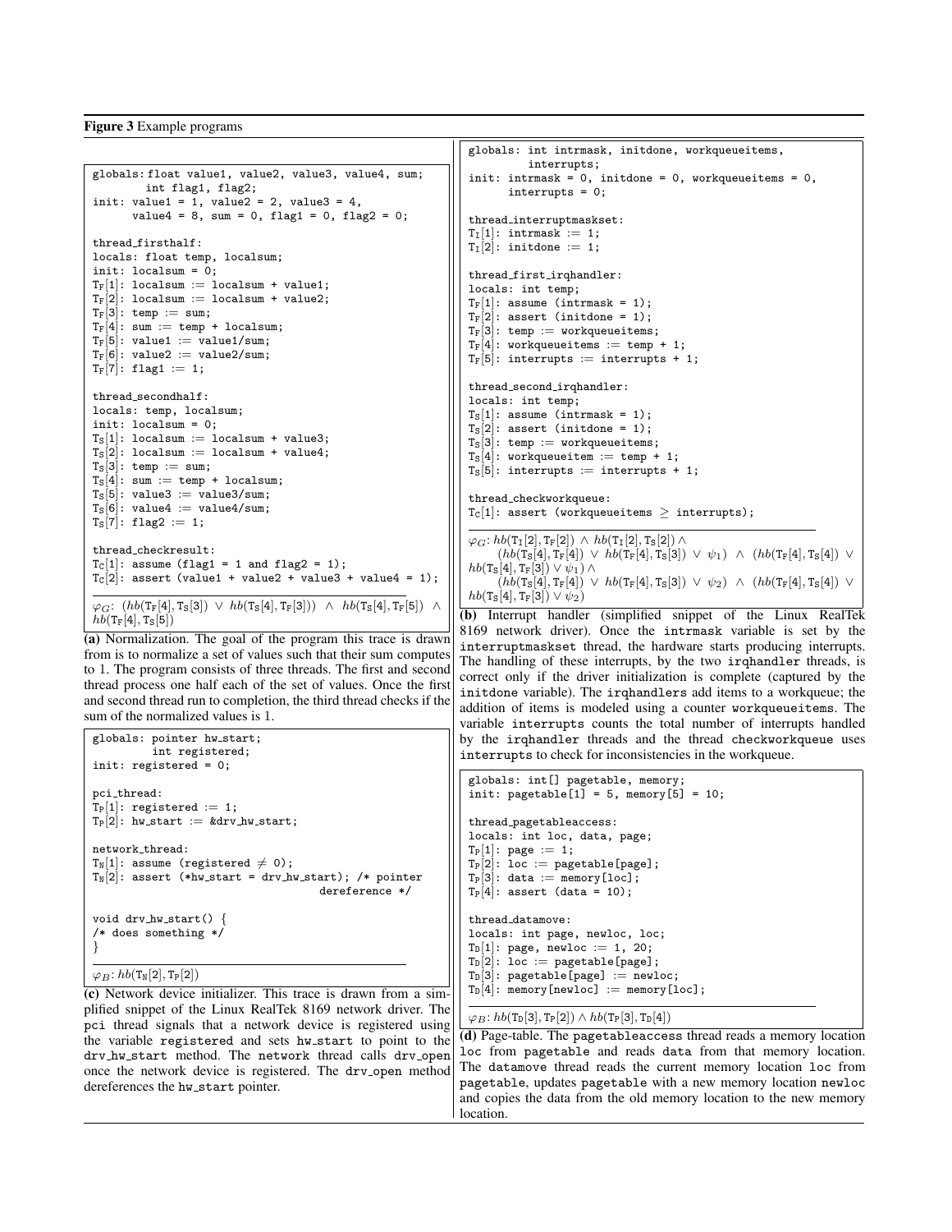**Figure 3** Example programs

```
globals: float value1, value2, value3, value4, sum;
         int flag1, flag2;
init: value1 = 1, value2 = 2, value3 = 4,
      value4 = 8, sum = 0, flag1 = 0, flag2 = 0;

thread_firsthalf:
locals: float temp, localsum;
init: localsum = 0;
T_F[1]: localsum := localsum + value1;
T_F[2]: localsum := localsum + value2;
T_F[3]: temp := sum;
T_F[4]: sum := temp + localsum;
T_F[5]: value1 := value1/sum;
T_F[6]: value2 := value2/sum;
T_F[7]: flag1 := 1;

thread_secondhalf:
locals: temp, localsum;
init: localsum = 0;
T_S[1]: localsum := localsum + value3;
T_S[2]: localsum := localsum + value4;
T_S[3]: temp := sum;
T_S[4]: sum := temp + localsum;
T_S[5]: value3 := value3/sum;
T_S[6]: value4 := value4/sum;
T_S[7]: flag2 := 1;

thread_checkresult:
T_C[1]: assume (flag1 = 1 and flag2 = 1);
T_C[2]: assert (value1 + value2 + value3 + value4 = 1);
```

$\varphi_G$: $(hb(\mathtt{T_F}[4], \mathtt{T_S}[3]) \vee hb(\mathtt{T_S}[4], \mathtt{T_F}[3])) \wedge hb(\mathtt{T_S}[4], \mathtt{T_F}[5]) \wedge hb(\mathtt{T_F}[4], \mathtt{T_S}[5])$

**(a)** Normalization. The goal of the program this trace is drawn from is to normalize a set of values such that their sum computes to 1. The program consists of three threads. The first and second thread process one half each of the set of values. Once the first and second thread run to completion, the third thread checks if the sum of the normalized values is 1.

```
globals: pointer hw_start;
         int registered;
init: registered = 0;

pci_thread:
T_P[1]: registered := 1;
T_P[2]: hw_start := &drv_hw_start;

network_thread:
T_N[1]: assume (registered ≠ 0);
T_N[2]: assert (*hw_start = drv_hw_start); /* pointer
                                   dereference */

void drv_hw_start() {
/* does something */
}
```

$\varphi_B$: $hb(\mathtt{T_N}[2], \mathtt{T_P}[2])$

**(c)** Network device initializer. This trace is drawn from a simplified snippet of the Linux RealTek 8169 network driver. The pci thread signals that a network device is registered using the variable registered and sets hw_start to point to the drv_hw_start method. The network thread calls drv_open once the network device is registered. The drv_open method dereferences the hw_start pointer.

```
globals: int intrmask, initdone, workqueueitems,
         interrupts;
init: intrmask = 0, initdone = 0, workqueueitems = 0,
      interrupts = 0;

thread_interruptmaskset:
T_I[1]: intrmask := 1;
T_I[2]: initdone := 1;

thread_first_irqhandler:
locals: int temp;
T_F[1]: assume (intrmask = 1);
T_F[2]: assert (initdone = 1);
T_F[3]: temp := workqueueitems;
T_F[4]: workqueueitems := temp + 1;
T_F[5]: interrupts := interrupts + 1;

thread_second_irqhandler:
locals: int temp;
T_S[1]: assume (intrmask = 1);
T_S[2]: assert (initdone = 1);
T_S[3]: temp := workqueueitems;
T_S[4]: workqueueitem := temp + 1;
T_S[5]: interrupts := interrupts + 1;

thread_checkworkqueue:
T_C[1]: assert (workqueueitems ≥ interrupts);
```

$\varphi_G$: $hb(\mathtt{T_I}[2], \mathtt{T_F}[2]) \wedge hb(\mathtt{T_I}[2], \mathtt{T_S}[2]) \wedge$
$(hb(\mathtt{T_S}[4], \mathtt{T_F}[4]) \vee hb(\mathtt{T_F}[4], \mathtt{T_S}[3]) \vee \psi_1) \wedge (hb(\mathtt{T_F}[4], \mathtt{T_S}[4]) \vee hb(\mathtt{T_S}[4], \mathtt{T_F}[3]) \vee \psi_1) \wedge$
$(hb(\mathtt{T_S}[4], \mathtt{T_F}[4]) \vee hb(\mathtt{T_F}[4], \mathtt{T_S}[3]) \vee \psi_2) \wedge (hb(\mathtt{T_F}[4], \mathtt{T_S}[4]) \vee hb(\mathtt{T_S}[4], \mathtt{T_F}[3]) \vee \psi_2)$

**(b)** Interrupt handler (simplified snippet of the Linux RealTek 8169 network driver). Once the intrmask variable is set by the interruptmaskset thread, the hardware starts producing interrupts. The handling of these interrupts, by the two irqhandler threads, is correct only if the driver initialization is complete (captured by the initdone variable). The irqhandlers add items to a workqueue; the addition of items is modeled using a counter workqueueitems. The variable interrupts counts the total number of interrupts handled by the irqhandler threads and the thread checkworkqueue uses interrupts to check for inconsistencies in the workqueue.

```
globals: int[] pagetable, memory;
init: pagetable[1] = 5, memory[5] = 10;

thread_pagetableaccess:
locals: int loc, data, page;
T_P[1]: page := 1;
T_P[2]: loc := pagetable[page];
T_P[3]: data := memory[loc];
T_P[4]: assert (data = 10);

thread_datamove:
locals: int page, newloc, loc;
T_D[1]: page, newloc := 1, 20;
T_D[2]: loc := pagetable[page];
T_D[3]: pagetable[page] := newloc;
T_D[4]: memory[newloc] := memory[loc];
```

$\varphi_B$: $hb(\mathtt{T_D}[3], \mathtt{T_P}[2]) \wedge hb(\mathtt{T_P}[3], \mathtt{T_D}[4])$

**(d)** Page-table. The pagetableaccess thread reads a memory location loc from pagetable and reads data from that memory location. The datamove thread reads the current memory location loc from pagetable, updates pagetable with a new memory location newloc and copies the data from the old memory location to the new memory location.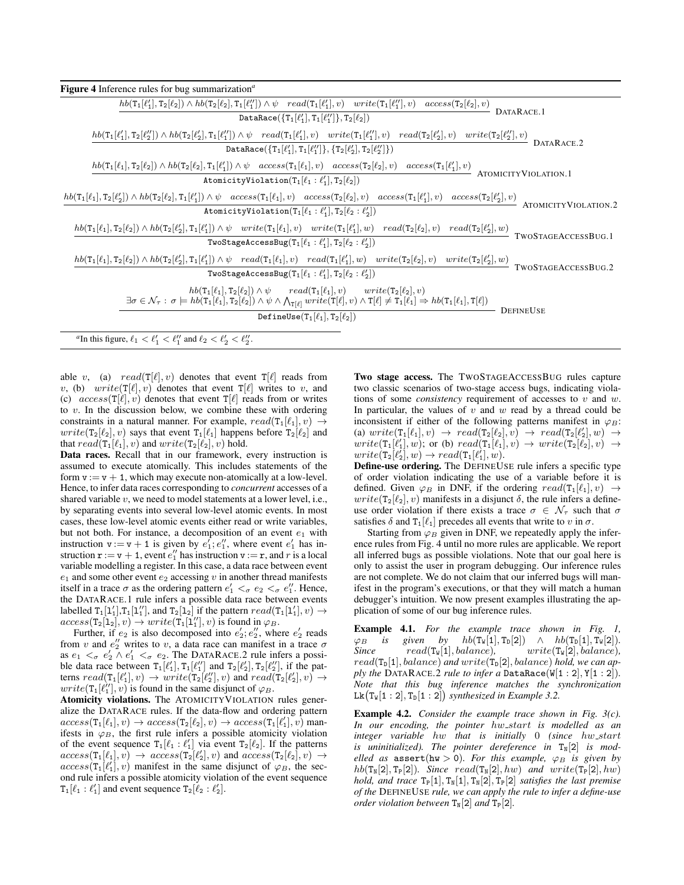**Figure 4** Inference rules for bug summarization[a]

$$\frac{hb(\mathtt{T}_1[\ell_1'], \mathtt{T}_2[\ell_2]) \wedge hb(\mathtt{T}_2[\ell_2], \mathtt{T}_1[\ell_1'']) \wedge \psi \quad read(\mathtt{T}_1[\ell_1'], v) \quad write(\mathtt{T}_1[\ell_1''], v) \quad access(\mathtt{T}_2[\ell_2], v)}{\mathtt{DataRace}(\{\mathtt{T}_1[\ell_1'], \mathtt{T}_1[\ell_1'']\}, \mathtt{T}_2[\ell_2])} \text{ DATARACE.1}$$

$$\frac{hb(\mathtt{T}_1[\ell_1'], \mathtt{T}_2[\ell_2'']) \wedge hb(\mathtt{T}_2[\ell_2'], \mathtt{T}_1[\ell_1'']) \wedge \psi \quad read(\mathtt{T}_1[\ell_1'], v) \quad write(\mathtt{T}_1[\ell_1''], v) \quad read(\mathtt{T}_2[\ell_2'], v) \quad write(\mathtt{T}_2[\ell_2''], v)}{\mathtt{DataRace}(\{\mathtt{T}_1[\ell_1'], \mathtt{T}_1[\ell_1'']\}, \{\mathtt{T}_2[\ell_2'], \mathtt{T}_2[\ell_2'']\})} \text{ DATARACE.2}$$

$$\frac{hb(\mathtt{T}_1[\ell_1], \mathtt{T}_2[\ell_2]) \wedge hb(\mathtt{T}_2[\ell_2], \mathtt{T}_1[\ell_1']) \wedge \psi \quad access(\mathtt{T}_1[\ell_1], v) \quad access(\mathtt{T}_2[\ell_2], v) \quad access(\mathtt{T}_1[\ell_1'], v)}{\mathtt{AtomicityViolation}(\mathtt{T}_1[\ell_1 : \ell_1'], \mathtt{T}_2[\ell_2])} \text{ ATOMICITYVIOLATION.1}$$

$$\frac{hb(\mathtt{T}_1[\ell_1], \mathtt{T}_2[\ell_2']) \wedge hb(\mathtt{T}_2[\ell_2], \mathtt{T}_1[\ell_1']) \wedge \psi \quad access(\mathtt{T}_1[\ell_1], v) \quad access(\mathtt{T}_2[\ell_2], v) \quad access(\mathtt{T}_1[\ell_1'], v) \quad access(\mathtt{T}_2[\ell_2'], v)}{\mathtt{AtomicityViolation}(\mathtt{T}_1[\ell_1 : \ell_1'], \mathtt{T}_2[\ell_2 : \ell_2'])} \text{ ATOMICITYVIOLATION.2}$$

$$\frac{hb(\mathtt{T}_1[\ell_1], \mathtt{T}_2[\ell_2]) \wedge hb(\mathtt{T}_2[\ell_2'], \mathtt{T}_1[\ell_1']) \wedge \psi \quad write(\mathtt{T}_1[\ell_1], v) \quad write(\mathtt{T}_1[\ell_1'], w) \quad read(\mathtt{T}_2[\ell_2], v) \quad read(\mathtt{T}_2[\ell_2'], w)}{\mathtt{TwoStageAccessBug}(\mathtt{T}_1[\ell_1 : \ell_1'], \mathtt{T}_2[\ell_2 : \ell_2'])} \text{ TWOSTAGEACCESSBUG.1}$$

$$\frac{hb(\mathtt{T}_1[\ell_1], \mathtt{T}_2[\ell_2]) \wedge hb(\mathtt{T}_2[\ell_2'], \mathtt{T}_1[\ell_1']) \wedge \psi \quad read(\mathtt{T}_1[\ell_1], v) \quad read(\mathtt{T}_1[\ell_1'], w) \quad write(\mathtt{T}_2[\ell_2], v) \quad write(\mathtt{T}_2[\ell_2'], w)}{\mathtt{TwoStageAccessBug}(\mathtt{T}_1[\ell_1 : \ell_1'], \mathtt{T}_2[\ell_2 : \ell_2'])} \text{ TWOSTAGEACCESSBUG.2}$$

$$\frac{\begin{array}{c} hb(\mathtt{T}_1[\ell_1], \mathtt{T}_2[\ell_2]) \wedge \psi \qquad read(\mathtt{T}_1[\ell_1], v) \qquad write(\mathtt{T}_2[\ell_2], v) \\ \exists \sigma \in \mathcal{N}_\tau : \sigma \models hb(\mathtt{T}_1[\ell_1], \mathtt{T}_2[\ell_2]) \wedge \psi \wedge \bigwedge_{\mathtt{T}[\ell]} write(\mathtt{T}[\ell], v) \wedge \mathtt{T}[\ell] \neq \mathtt{T}_1[\ell_1] \Rightarrow hb(\mathtt{T}_1[\ell_1], \mathtt{T}[\ell]) \end{array}}{\mathtt{DefineUse}(\mathtt{T}_1[\ell_1], \mathtt{T}_2[\ell_2])} \text{ DEFINEUSE}$$

[a] In this figure, $\ell_1 < \ell_1' < \ell_1''$ and $\ell_2 < \ell_2' < \ell_2''$.

able $v$, (a) $read(\mathtt{T}[\ell], v)$ denotes that event $\mathtt{T}[\ell]$ reads from $v$, (b) $write(\mathtt{T}[\ell], v)$ denotes that event $\mathtt{T}[\ell]$ writes to $v$, and (c) $access(\mathtt{T}[\ell], v)$ denotes that event $\mathtt{T}[\ell]$ reads from or writes to $v$. In the discussion below, we combine these with ordering constraints in a natural manner. For example, $read(\mathtt{T}_1[\ell_1], v) \rightarrow write(\mathtt{T}_2[\ell_2], v)$ says that event $\mathtt{T}_1[\ell_1]$ happens before $\mathtt{T}_2[\ell_2]$ and that $read(\mathtt{T}_1[\ell_1], v)$ and $write(\mathtt{T}_2[\ell_2], v)$ hold.

**Data races.** Recall that in our framework, every instruction is assumed to execute atomically. This includes statements of the form $\mathtt{v} := \mathtt{v} + 1$, which may execute non-atomically at a low-level. Hence, to infer data races corresponding to *concurrent* accesses of a shared variable $v$, we need to model statements at a lower level, i.e., by separating events into several low-level atomic events. In most cases, these low-level atomic events either read or write variables, but not both. For instance, a decomposition of an event $e_1$ with instruction $\mathtt{v} := \mathtt{v} + 1$ is given by $e_1'; e_1''$, where event $e_1'$ has instruction $\mathtt{r} := \mathtt{v} + 1$, event $e_1''$ has instruction $\mathtt{v} := \mathtt{r}$, and $r$ is a local variable modelling a register. In this case, a data race between event $e_1$ and some other event $e_2$ accessing $v$ in another thread manifests itself in a trace $\sigma$ as the ordering pattern $e_1' <_\sigma e_2 <_\sigma e_1''$. Hence, the DATARACE.1 rule infers a possible data race between events labelled $\mathtt{T}_1[1_1'], \mathtt{T}_1[1_1'']$, and $\mathtt{T}_2[1_2]$ if the pattern $read(\mathtt{T}_1[1_1'], v) \rightarrow access(\mathtt{T}_2[1_2], v) \rightarrow write(\mathtt{T}_1[1_1''], v)$ is found in $\varphi_B$.

Further, if $e_2$ is also decomposed into $e_2'; e_2''$, where $e_2'$ reads from $v$ and $e_2''$ writes to $v$, a data race can manifest in a trace $\sigma$ as $e_1 <_\sigma e_2' \wedge e_1' <_\sigma e_2$. The DATARACE.2 rule infers a possible data race between $\mathtt{T}_1[\ell_1'], \mathtt{T}_1[\ell_1'']$ and $\mathtt{T}_2[\ell_2'], \mathtt{T}_2[\ell_2'']$, if the patterns $read(\mathtt{T}_1[\ell_1'], v) \rightarrow write(\mathtt{T}_2[\ell_2''], v)$ and $read(\mathtt{T}_2[\ell_2'], v) \rightarrow write(\mathtt{T}_1[\ell_1''], v)$ is found in the same disjunct of $\varphi_B$.

**Atomicity violations.** The ATOMICITYVIOLATION rules generalize the DATARACE rules. If the data-flow and ordering pattern $access(\mathtt{T}_1[\ell_1], v) \rightarrow access(\mathtt{T}_2[\ell_2], v) \rightarrow access(\mathtt{T}_1[\ell_1'], v)$ manifests in $\varphi_B$, the first rule infers a possible atomicity violation of the event sequence $\mathtt{T}_1[\ell_1 : \ell_1']$ via event $\mathtt{T}_2[\ell_2]$. If the patterns $access(\mathtt{T}_1[\ell_1], v) \rightarrow access(\mathtt{T}_2[\ell_2'], v)$ and $access(\mathtt{T}_2[\ell_2], v) \rightarrow access(\mathtt{T}_1[\ell_1'], v)$ manifest in the same disjunct of $\varphi_B$, the second rule infers a possible atomicity violation of the event sequence $\mathtt{T}_1[\ell_1 : \ell_1']$ and event sequence $\mathtt{T}_2[\ell_2 : \ell_2']$.

**Two stage access.** The TWOSTAGEACCESSBUG rules capture two classic scenarios of two-stage access bugs, indicating violations of some *consistency* requirement of accesses to $v$ and $w$. In particular, the values of $v$ and $w$ read by a thread could be inconsistent if either of the following patterns manifest in $\varphi_B$: (a) $write(\mathtt{T}_1[\ell_1], v) \rightarrow read(\mathtt{T}_2[\ell_2], v) \rightarrow read(\mathtt{T}_2[\ell_2'], w) \rightarrow write(\mathtt{T}_1[\ell_1'], w)$; or (b) $read(\mathtt{T}_1[\ell_1], v) \rightarrow write(\mathtt{T}_2[\ell_2], v) \rightarrow write(\mathtt{T}_2[\ell_2'], w) \rightarrow read(\mathtt{T}_1[\ell_1'], w)$.

**Define-use ordering.** The DEFINEUSE rule infers a specific type of order violation indicating the use of a variable before it is defined. Given $\varphi_B$ in DNF, if the ordering $read(\mathtt{T}_1[\ell_1], v) \rightarrow write(\mathtt{T}_2[\ell_2], v)$ manifests in a disjunct $\delta$, the rule infers a define-use order violation if there exists a trace $\sigma \in \mathcal{N}_\tau$ such that $\sigma$ satisfies $\delta$ and $\mathtt{T}_1[\ell_1]$ precedes all events that write to $v$ in $\sigma$.

Starting from $\varphi_B$ given in DNF, we repeatedly apply the inference rules from Fig. 4 until no more rules are applicable. We report all inferred bugs as possible violations. Note that our goal here is only to assist the user in program debugging. Our inference rules are not complete. We do not claim that our inferred bugs will manifest in the program's executions, or that they will match a human debugger's intuition. We now present examples illustrating the application of some of our bug inference rules.

**Example 4.1.** *For the example trace shown in Fig. 1, $\varphi_B$ is given by $hb(\mathtt{T}_\mathtt{W}[1], \mathtt{T}_\mathtt{D}[2]) \wedge hb(\mathtt{T}_\mathtt{D}[1], \mathtt{T}_\mathtt{W}[2])$. Since $read(\mathtt{T}_\mathtt{W}[1], balance)$, $write(\mathtt{T}_\mathtt{W}[2], balance)$, $read(\mathtt{T}_\mathtt{D}[1], balance)$ and $write(\mathtt{T}_\mathtt{D}[2], balance)$ hold, we can apply the* DATARACE.2 *rule to infer a* $\mathtt{DataRace}(\mathtt{W}[1:2], \mathtt{Y}[1:2])$. *Note that this bug inference matches the synchronization* $\mathtt{Lk}(\mathtt{T}_\mathtt{W}[1:2], \mathtt{T}_\mathtt{D}[1:2])$ *synthesized in Example 3.2.*

**Example 4.2.** *Consider the example trace shown in Fig. 3(c). In our encoding, the pointer $hw\_start$ is modelled as an integer variable $hw$ that is initially 0 (since $hw\_start$ is uninitialized). The pointer dereference in $\mathtt{T}_\mathtt{N}[2]$ is modelled as* $\mathtt{assert(hw > 0)}$. *For this example, $\varphi_B$ is given by $hb(\mathtt{T}_\mathtt{N}[2], \mathtt{T}_\mathtt{P}[2])$. Since $read(\mathtt{T}_\mathtt{N}[2], hw)$ and $write(\mathtt{T}_\mathtt{P}[2], hw)$ hold, and trace $\mathtt{T}_\mathtt{P}[1], \mathtt{T}_\mathtt{N}[1], \mathtt{T}_\mathtt{N}[2], \mathtt{T}_\mathtt{P}[2]$ satisfies the last premise of the* DEFINEUSE *rule, we can apply the rule to infer a define-use order violation between $\mathtt{T}_\mathtt{N}[2]$ and $\mathtt{T}_\mathtt{P}[2]$.*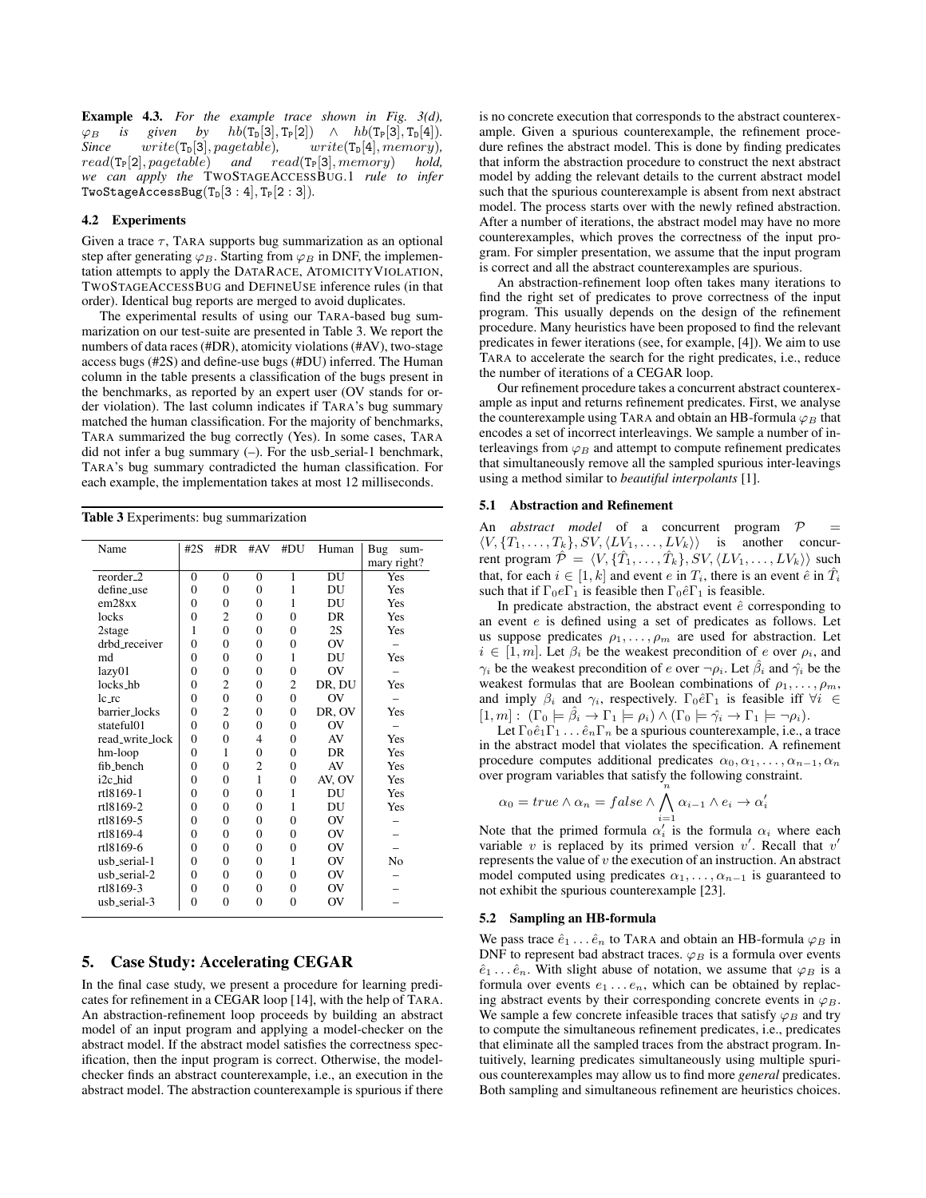**Example 4.3.** *For the example trace shown in Fig. 3(d), $\varphi_B$ is given by $hb(\mathtt{T_D}[3], \mathtt{T_P}[2]) \wedge hb(\mathtt{T_P}[3], \mathtt{T_D}[4])$. Since $write(\mathtt{T_D}[3], pagetable)$, $write(\mathtt{T_D}[4], memory)$, $read(\mathtt{T_P}[2], pagetable)$ and $read(\mathtt{T_P}[3], memory)$ hold, we can apply the* TWOSTAGEACCESSBUG.1 *rule to infer* $\mathtt{TwoStageAccessBug}(\mathtt{T_D}[3:4], \mathtt{T_P}[2:3])$.

### 4.2 Experiments

Given a trace $\tau$, TARA supports bug summarization as an optional step after generating $\varphi_B$. Starting from $\varphi_B$ in DNF, the implementation attempts to apply the DATARACE, ATOMICITYVIOLATION, TWOSTAGEACCESSBUG and DEFINEUSE inference rules (in that order). Identical bug reports are merged to avoid duplicates.

The experimental results of using our TARA-based bug summarization on our test-suite are presented in Table 3. We report the numbers of data races (#DR), atomicity violations (#AV), two-stage access bugs (#2S) and define-use bugs (#DU) inferred. The Human column in the table presents a classification of the bugs present in the benchmarks, as reported by an expert user (OV stands for order violation). The last column indicates if TARA's bug summary matched the human classification. For the majority of benchmarks, TARA summarized the bug correctly (Yes). In some cases, TARA did not infer a bug summary (–). For the usb_serial-1 benchmark, TARA's bug summary contradicted the human classification. For each example, the implementation takes at most 12 milliseconds.

**Table 3** Experiments: bug summarization

| Name | #2S | #DR | #AV | #DU | Human | Bug summary right? |
|---|---|---|---|---|---|---|
| reorder_2 | 0 | 0 | 0 | 1 | DU | Yes |
| define_use | 0 | 0 | 0 | 1 | DU | Yes |
| em28xx | 0 | 0 | 0 | 1 | DU | Yes |
| locks | 0 | 2 | 0 | 0 | DR | Yes |
| 2stage | 1 | 0 | 0 | 0 | 2S | Yes |
| drbd_receiver | 0 | 0 | 0 | 0 | OV | – |
| md | 0 | 0 | 0 | 1 | DU | Yes |
| lazy01 | 0 | 0 | 0 | 0 | OV | – |
| locks_hb | 0 | 2 | 0 | 2 | DR, DU | Yes |
| lc_rc | 0 | 0 | 0 | 0 | OV | – |
| barrier_locks | 0 | 2 | 0 | 0 | DR, OV | Yes |
| stateful01 | 0 | 0 | 0 | 0 | OV | – |
| read_write_lock | 0 | 0 | 4 | 0 | AV | Yes |
| hm-loop | 0 | 1 | 0 | 0 | DR | Yes |
| fib_bench | 0 | 0 | 2 | 0 | AV | Yes |
| i2c_hid | 0 | 0 | 1 | 0 | AV, OV | Yes |
| rtl8169-1 | 0 | 0 | 0 | 1 | DU | Yes |
| rtl8169-2 | 0 | 0 | 0 | 1 | DU | Yes |
| rtl8169-5 | 0 | 0 | 0 | 0 | OV | – |
| rtl8169-4 | 0 | 0 | 0 | 0 | OV | – |
| rtl8169-6 | 0 | 0 | 0 | 0 | OV | – |
| usb_serial-1 | 0 | 0 | 0 | 1 | OV | No |
| usb_serial-2 | 0 | 0 | 0 | 0 | OV | – |
| rtl8169-3 | 0 | 0 | 0 | 0 | OV | – |
| usb_serial-3 | 0 | 0 | 0 | 0 | OV | – |

## 5. Case Study: Accelerating CEGAR

In the final case study, we present a procedure for learning predicates for refinement in a CEGAR loop [14], with the help of TARA. An abstraction-refinement loop proceeds by building an abstract model of an input program and applying a model-checker on the abstract model. If the abstract model satisfies the correctness specification, then the input program is correct. Otherwise, the model-checker finds an abstract counterexample, i.e., an execution in the abstract model. The abstraction counterexample is spurious if there is no concrete execution that corresponds to the abstract counterexample. Given a spurious counterexample, the refinement procedure refines the abstract model. This is done by finding predicates that inform the abstraction procedure to construct the next abstract model by adding the relevant details to the current abstract model such that the spurious counterexample is absent from next abstract model. The process starts over with the newly refined abstraction. After a number of iterations, the abstract model may have no more counterexamples, which proves the correctness of the input program. For simpler presentation, we assume that the input program is correct and all the abstract counterexamples are spurious.

An abstraction-refinement loop often takes many iterations to find the right set of predicates to prove correctness of the input program. This usually depends on the design of the refinement procedure. Many heuristics have been proposed to find the relevant predicates in fewer iterations (see, for example, [4]). We aim to use TARA to accelerate the search for the right predicates, i.e., reduce the number of iterations of a CEGAR loop.

Our refinement procedure takes a concurrent abstract counterexample as input and returns refinement predicates. First, we analyse the counterexample using TARA and obtain an HB-formula $\varphi_B$ that encodes a set of incorrect interleavings. We sample a number of interleavings from $\varphi_B$ and attempt to compute refinement predicates that simultaneously remove all the sampled spurious inter-leavings using a method similar to *beautiful interpolants* [1].

### 5.1 Abstraction and Refinement

An *abstract model* of a concurrent program $\mathcal{P} = \langle V, \{T_1, \ldots, T_k\}, SV, \langle LV_1, \ldots, LV_k \rangle\rangle$ is another concurrent program $\hat{\mathcal{P}} = \langle V, \{\hat{T}_1, \ldots, \hat{T}_k\}, SV, \langle LV_1, \ldots, LV_k \rangle\rangle$ such that, for each $i \in [1, k]$ and event $e$ in $T_i$, there is an event $\hat{e}$ in $\hat{T}_i$ such that if $\Gamma_0 e \Gamma_1$ is feasible then $\Gamma_0 \hat{e} \Gamma_1$ is feasible.

In predicate abstraction, the abstract event $\hat{e}$ corresponding to an event $e$ is defined using a set of predicates as follows. Let us suppose predicates $\rho_1, \ldots, \rho_m$ are used for abstraction. Let $i \in [1, m]$. Let $\beta_i$ be the weakest precondition of $e$ over $\rho_i$, and $\gamma_i$ be the weakest precondition of $e$ over $\neg\rho_i$. Let $\hat{\beta}_i$ and $\hat{\gamma}_i$ be the weakest formulas that are Boolean combinations of $\rho_1, \ldots, \rho_m$, and imply $\beta_i$ and $\gamma_i$, respectively. $\Gamma_0 \hat{e} \Gamma_1$ is feasible iff $\forall i \in [1, m] : (\Gamma_0 \models \hat{\beta}_i \rightarrow \Gamma_1 \models \rho_i) \wedge (\Gamma_0 \models \hat{\gamma}_i \rightarrow \Gamma_1 \models \neg\rho_i)$.

Let $\Gamma_0 \hat{e}_1 \Gamma_1 \ldots \hat{e}_n \Gamma_n$ be a spurious counterexample, i.e., a trace in the abstract model that violates the specification. A refinement procedure computes additional predicates $\alpha_0, \alpha_1, \ldots, \alpha_{n-1}, \alpha_n$ over program variables that satisfy the following constraint.

$$\alpha_0 = true \wedge \alpha_n = false \wedge \bigwedge_{i=1}^{n} \alpha_{i-1} \wedge e_i \rightarrow \alpha_i'$$

Note that the primed formula $\alpha_i'$ is the formula $\alpha_i$ where each variable $v$ is replaced by its primed version $v'$. Recall that $v'$ represents the value of $v$ the execution of an instruction. An abstract model computed using predicates $\alpha_1, \ldots, \alpha_{n-1}$ is guaranteed to not exhibit the spurious counterexample [23].

### 5.2 Sampling an HB-formula

We pass trace $\hat{e}_1 \ldots \hat{e}_n$ to TARA and obtain an HB-formula $\varphi_B$ in DNF to represent bad abstract traces. $\varphi_B$ is a formula over events $\hat{e}_1 \ldots \hat{e}_n$. With slight abuse of notation, we assume that $\varphi_B$ is a formula over events $e_1 \ldots e_n$, which can be obtained by replacing abstract events by their corresponding concrete events in $\varphi_B$. We sample a few concrete infeasible traces that satisfy $\varphi_B$ and try to compute the simultaneous refinement predicates, i.e., predicates that eliminate all the sampled traces from the abstract program. Intuitively, learning predicates simultaneously using multiple spurious counterexamples may allow us to find more *general* predicates. Both sampling and simultaneous refinement are heuristics choices.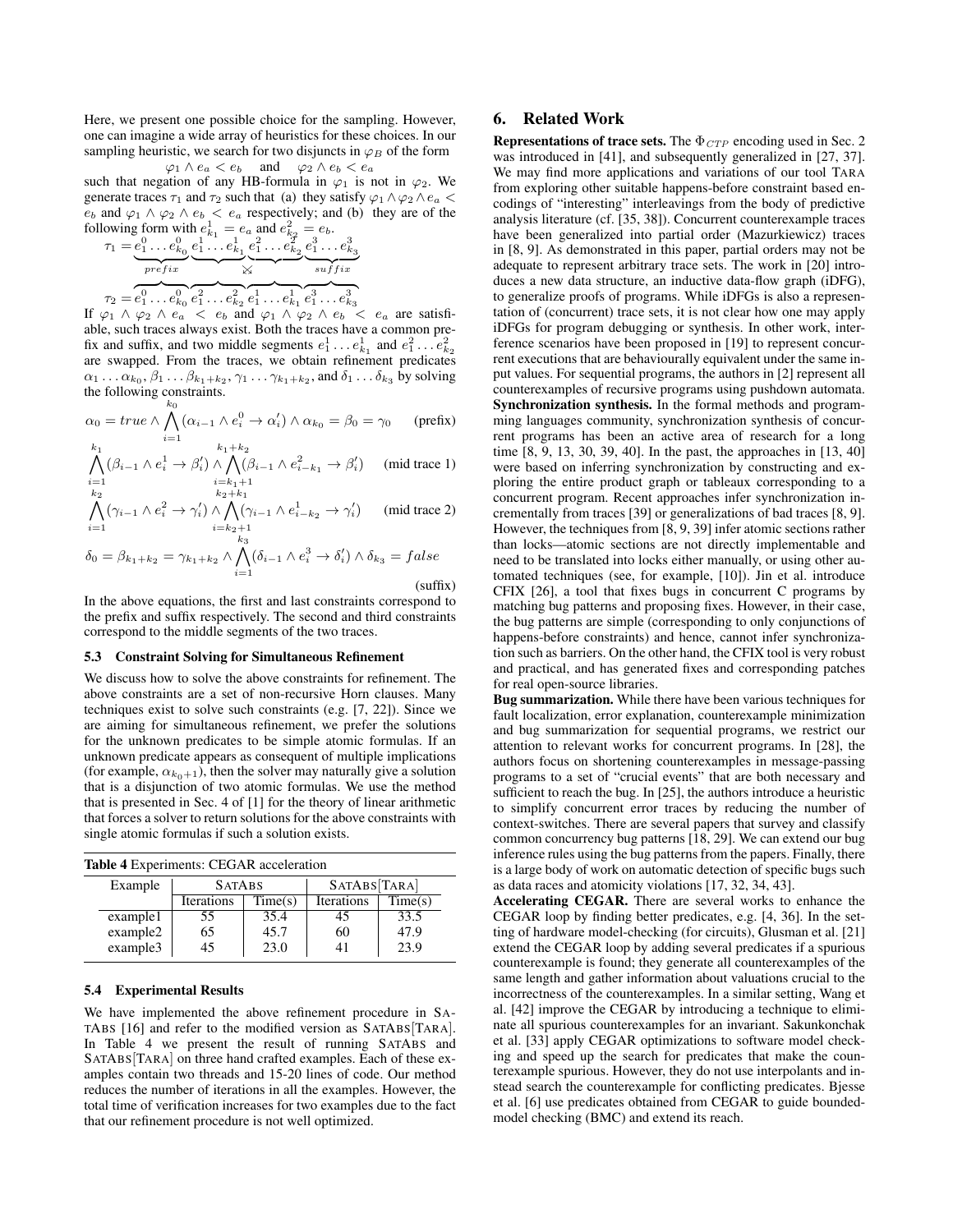Here, we present one possible choice for the sampling. However, one can imagine a wide array of heuristics for these choices. In our sampling heuristic, we search for two disjuncts in $\varphi_B$ of the form

$$\varphi_1 \wedge e_a < e_b \quad \text{and} \quad \varphi_2 \wedge e_b < e_a$$

such that negation of any HB-formula in $\varphi_1$ is not in $\varphi_2$. We generate traces $\tau_1$ and $\tau_2$ such that (a) they satisfy $\varphi_1 \wedge \varphi_2 \wedge e_a < e_b$ and $\varphi_1 \wedge \varphi_2 \wedge e_b < e_a$ respectively; and (b) they are of the following form with $e^1_{k_1} = e_a$ and $e^2_{k_2} = e_b$.

$$\tau_1 = \underbrace{e^0_1 \ldots e^0_{k_0}}_{prefix} \underbrace{e^1_1 \ldots e^1_{k_1}\, e^2_1 \ldots e^2_{k_2}}_{\bowtie} \underbrace{e^3_1 \ldots e^3_{k_3}}_{suffix}$$

$$\tau_2 = \overbrace{e^0_1 \ldots e^0_{k_0}}\, \overbrace{e^2_1 \ldots e^2_{k_2}\, e^1_1 \ldots e^1_{k_1}}\, \overbrace{e^3_1 \ldots e^3_{k_3}}$$

If $\varphi_1 \wedge \varphi_2 \wedge e_a < e_b$ and $\varphi_1 \wedge \varphi_2 \wedge e_b < e_a$ are satisfiable, such traces always exist. Both the traces have a common prefix and suffix, and two middle segments $e^1_1 \ldots e^1_{k_1}$ and $e^2_1 \ldots e^2_{k_2}$ are swapped. From the traces, we obtain refinement predicates $\alpha_1 \ldots \alpha_{k_0}, \beta_1 \ldots \beta_{k_1+k_2}, \gamma_1 \ldots \gamma_{k_1+k_2}$, and $\delta_1 \ldots \delta_{k_3}$ by solving the following constraints.

$$\alpha_0 = true \wedge \bigwedge_{i=1}^{k_0} (\alpha_{i-1} \wedge e^0_i \rightarrow \alpha'_i) \wedge \alpha_{k_0} = \beta_0 = \gamma_0 \qquad \text{(prefix)}$$

$$\bigwedge_{i=1}^{k_1} (\beta_{i-1} \wedge e^1_i \rightarrow \beta'_i) \wedge \bigwedge_{i=k_1+1}^{k_1+k_2} (\beta_{i-1} \wedge e^2_{i-k_1} \rightarrow \beta'_i) \qquad \text{(mid trace 1)}$$

$$\bigwedge_{i=1}^{k_2} (\gamma_{i-1} \wedge e^2_i \rightarrow \gamma'_i) \wedge \bigwedge_{i=k_2+1}^{k_2+k_1} (\gamma_{i-1} \wedge e^1_{i-k_2} \rightarrow \gamma'_i) \qquad \text{(mid trace 2)}$$

$$\delta_0 = \beta_{k_1+k_2} = \gamma_{k_1+k_2} \wedge \bigwedge_{i=1}^{k_3} (\delta_{i-1} \wedge e^3_i \rightarrow \delta'_i) \wedge \delta_{k_3} = false \qquad \text{(suffix)}$$

In the above equations, the first and last constraints correspond to the prefix and suffix respectively. The second and third constraints correspond to the middle segments of the two traces.

### 5.3 Constraint Solving for Simultaneous Refinement

We discuss how to solve the above constraints for refinement. The above constraints are a set of non-recursive Horn clauses. Many techniques exist to solve such constraints (e.g. [7, 22]). Since we are aiming for simultaneous refinement, we prefer the solutions for the unknown predicates to be simple atomic formulas. If an unknown predicate appears as consequent of multiple implications (for example, $\alpha_{k_0+1}$), then the solver may naturally give a solution that is a disjunction of two atomic formulas. We use the method that is presented in Sec. 4 of [1] for the theory of linear arithmetic that forces a solver to return solutions for the above constraints with single atomic formulas if such a solution exists.

**Table 4** Experiments: CEGAR acceleration

| Example | SATABS | | SATABS[TARA] | |
|---|---|---|---|---|
| | Iterations | Time(s) | Iterations | Time(s) |
| example1 | 55 | 35.4 | 45 | 33.5 |
| example2 | 65 | 45.7 | 60 | 47.9 |
| example3 | 45 | 23.0 | 41 | 23.9 |

### 5.4 Experimental Results

We have implemented the above refinement procedure in SATABS [16] and refer to the modified version as SATABS[TARA]. In Table 4 we present the result of running SATABS and SATABS[TARA] on three hand crafted examples. Each of these examples contain two threads and 15-20 lines of code. Our method reduces the number of iterations in all the examples. However, the total time of verification increases for two examples due to the fact that our refinement procedure is not well optimized.

## 6. Related Work

**Representations of trace sets.** The $\Phi_{CTP}$ encoding used in Sec. 2 was introduced in [41], and subsequently generalized in [27, 37]. We may find more applications and variations of our tool TARA from exploring other suitable happens-before constraint based encodings of "interesting" interleavings from the body of predictive analysis literature (cf. [35, 38]). Concurrent counterexample traces have been generalized into partial order (Mazurkiewicz) traces in [8, 9]. As demonstrated in this paper, partial orders may not be adequate to represent arbitrary trace sets. The work in [20] introduces a new data structure, an inductive data-flow graph (iDFG), to generalize proofs of programs. While iDFGs is also a representation of (concurrent) trace sets, it is not clear how one may apply iDFGs for program debugging or synthesis. In other work, interference scenarios have been proposed in [19] to represent concurrent executions that are behaviourally equivalent under the same input values. For sequential programs, the authors in [2] represent all counterexamples of recursive programs using pushdown automata.

**Synchronization synthesis.** In the formal methods and programming languages community, synchronization synthesis of concurrent programs has been an active area of research for a long time [8, 9, 13, 30, 39, 40]. In the past, the approaches in [13, 40] were based on inferring synchronization by constructing and exploring the entire product graph or tableaux corresponding to a concurrent program. Recent approaches infer synchronization incrementally from traces [39] or generalizations of bad traces [8, 9]. However, the techniques from [8, 9, 39] infer atomic sections rather than locks—atomic sections are not directly implementable and need to be translated into locks either manually, or using other automated techniques (see, for example, [10]). Jin et al. introduce CFIX [26], a tool that fixes bugs in concurrent C programs by matching bug patterns and proposing fixes. However, in their case, the bug patterns are simple (corresponding to only conjunctions of happens-before constraints) and hence, cannot infer synchronization such as barriers. On the other hand, the CFIX tool is very robust and practical, and has generated fixes and corresponding patches for real open-source libraries.

**Bug summarization.** While there have been various techniques for fault localization, error explanation, counterexample minimization and bug summarization for sequential programs, we restrict our attention to relevant works for concurrent programs. In [28], the authors focus on shortening counterexamples in message-passing programs to a set of "crucial events" that are both necessary and sufficient to reach the bug. In [25], the authors introduce a heuristic to simplify concurrent error traces by reducing the number of context-switches. There are several papers that survey and classify common concurrency bug patterns [18, 29]. We can extend our bug inference rules using the bug patterns from the papers. Finally, there is a large body of work on automatic detection of specific bugs such as data races and atomicity violations [17, 32, 34, 43].

**Accelerating CEGAR.** There are several works to enhance the CEGAR loop by finding better predicates, e.g. [4, 36]. In the setting of hardware model-checking (for circuits), Glusman et al. [21] extend the CEGAR loop by adding several predicates if a spurious counterexample is found; they generate all counterexamples of the same length and gather information about valuations crucial to the incorrectness of the counterexamples. In a similar setting, Wang et al. [42] improve the CEGAR by introducing a technique to eliminate all spurious counterexamples for an invariant. Sakunkonchak et al. [33] apply CEGAR optimizations to software model checking and speed up the search for predicates that make the counterexample spurious. However, they do not use interpolants and instead search the counterexample for conflicting predicates. Bjesse et al. [6] use predicates obtained from CEGAR to guide bounded-model checking (BMC) and extend its reach.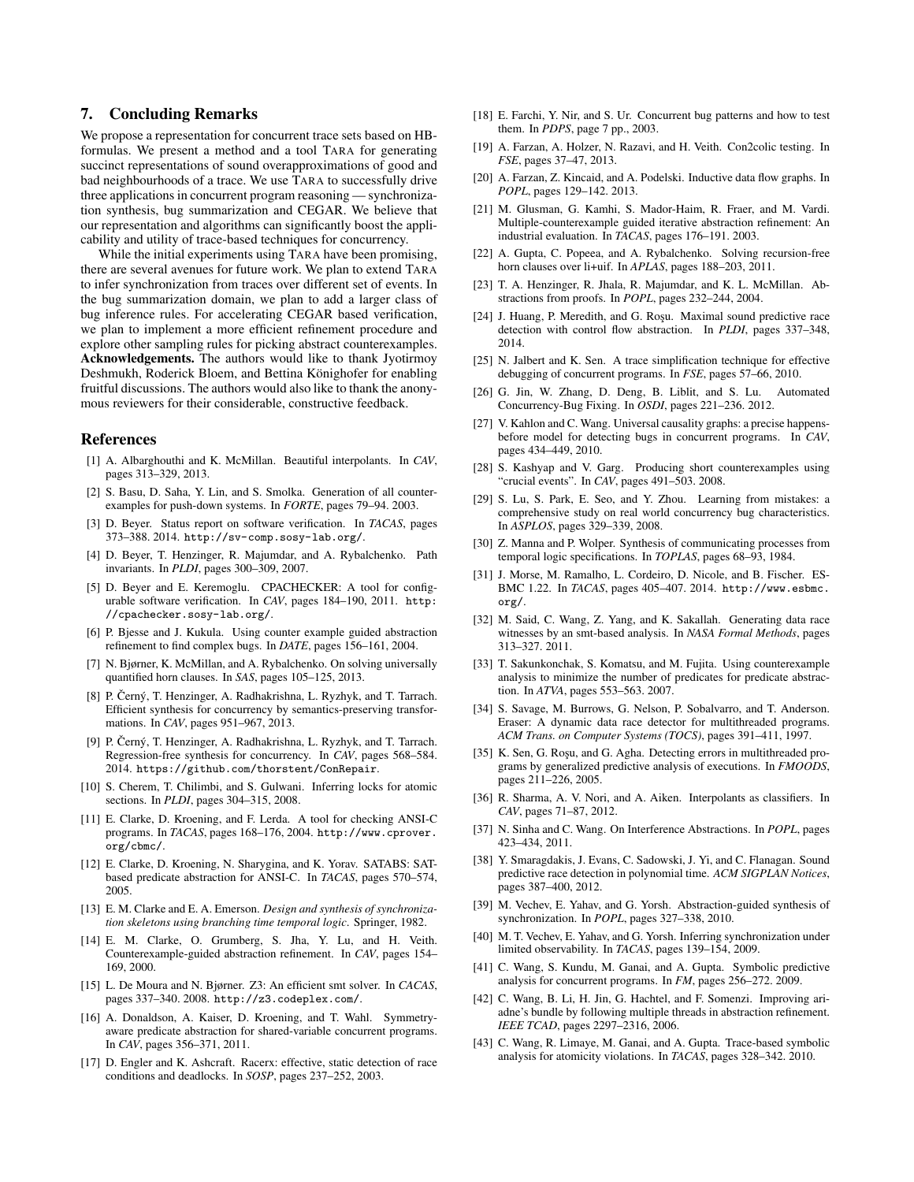## 7. Concluding Remarks

We propose a representation for concurrent trace sets based on HB-formulas. We present a method and a tool TARA for generating succinct representations of sound overapproximations of good and bad neighbourhoods of a trace. We use TARA to successfully drive three applications in concurrent program reasoning — synchronization synthesis, bug summarization and CEGAR. We believe that our representation and algorithms can significantly boost the applicability and utility of trace-based techniques for concurrency.

While the initial experiments using TARA have been promising, there are several avenues for future work. We plan to extend TARA to infer synchronization from traces over different set of events. In the bug summarization domain, we plan to add a larger class of bug inference rules. For accelerating CEGAR based verification, we plan to implement a more efficient refinement procedure and explore other sampling rules for picking abstract counterexamples.

**Acknowledgements.** The authors would like to thank Jyotirmoy Deshmukh, Roderick Bloem, and Bettina Könighofer for enabling fruitful discussions. The authors would also like to thank the anonymous reviewers for their considerable, constructive feedback.

## References

[1] A. Albarghouthi and K. McMillan. Beautiful interpolants. In *CAV*, pages 313–329, 2013.

[2] S. Basu, D. Saha, Y. Lin, and S. Smolka. Generation of all counterexamples for push-down systems. In *FORTE*, pages 79–94. 2003.

[3] D. Beyer. Status report on software verification. In *TACAS*, pages 373–388. 2014. `http://sv-comp.sosy-lab.org/`.

[4] D. Beyer, T. Henzinger, R. Majumdar, and A. Rybalchenko. Path invariants. In *PLDI*, pages 300–309, 2007.

[5] D. Beyer and E. Keremoglu. CPACHECKER: A tool for configurable software verification. In *CAV*, pages 184–190, 2011. `http://cpachecker.sosy-lab.org/`.

[6] P. Bjesse and J. Kukula. Using counter example guided abstraction refinement to find complex bugs. In *DATE*, pages 156–161, 2004.

[7] N. Bjørner, K. McMillan, and A. Rybalchenko. On solving universally quantified horn clauses. In *SAS*, pages 105–125, 2013.

[8] P. Černý, T. Henzinger, A. Radhakrishna, L. Ryzhyk, and T. Tarrach. Efficient synthesis for concurrency by semantics-preserving transformations. In *CAV*, pages 951–967, 2013.

[9] P. Černý, T. Henzinger, A. Radhakrishna, L. Ryzhyk, and T. Tarrach. Regression-free synthesis for concurrency. In *CAV*, pages 568–584. 2014. `https://github.com/thorstent/ConRepair`.

[10] S. Cherem, T. Chilimbi, and S. Gulwani. Inferring locks for atomic sections. In *PLDI*, pages 304–315, 2008.

[11] E. Clarke, D. Kroening, and F. Lerda. A tool for checking ANSI-C programs. In *TACAS*, pages 168–176, 2004. `http://www.cprover.org/cbmc/`.

[12] E. Clarke, D. Kroening, N. Sharygina, and K. Yorav. SATABS: SAT-based predicate abstraction for ANSI-C. In *TACAS*, pages 570–574, 2005.

[13] E. M. Clarke and E. A. Emerson. *Design and synthesis of synchronization skeletons using branching time temporal logic*. Springer, 1982.

[14] E. M. Clarke, O. Grumberg, S. Jha, Y. Lu, and H. Veith. Counterexample-guided abstraction refinement. In *CAV*, pages 154–169, 2000.

[15] L. De Moura and N. Bjørner. Z3: An efficient smt solver. In *CACAS*, pages 337–340. 2008. `http://z3.codeplex.com/`.

[16] A. Donaldson, A. Kaiser, D. Kroening, and T. Wahl. Symmetry-aware predicate abstraction for shared-variable concurrent programs. In *CAV*, pages 356–371, 2011.

[17] D. Engler and K. Ashcraft. Racerx: effective, static detection of race conditions and deadlocks. In *SOSP*, pages 237–252, 2003.

[18] E. Farchi, Y. Nir, and S. Ur. Concurrent bug patterns and how to test them. In *PDPS*, page 7 pp., 2003.

[19] A. Farzan, A. Holzer, N. Razavi, and H. Veith. Con2colic testing. In *FSE*, pages 37–47, 2013.

[20] A. Farzan, Z. Kincaid, and A. Podelski. Inductive data flow graphs. In *POPL*, pages 129–142. 2013.

[21] M. Glusman, G. Kamhi, S. Mador-Haim, R. Fraer, and M. Vardi. Multiple-counterexample guided iterative abstraction refinement: An industrial evaluation. In *TACAS*, pages 176–191. 2003.

[22] A. Gupta, C. Popeea, and A. Rybalchenko. Solving recursion-free horn clauses over li+uif. In *APLAS*, pages 188–203, 2011.

[23] T. A. Henzinger, R. Jhala, R. Majumdar, and K. L. McMillan. Abstractions from proofs. In *POPL*, pages 232–244, 2004.

[24] J. Huang, P. Meredith, and G. Roşu. Maximal sound predictive race detection with control flow abstraction. In *PLDI*, pages 337–348, 2014.

[25] N. Jalbert and K. Sen. A trace simplification technique for effective debugging of concurrent programs. In *FSE*, pages 57–66, 2010.

[26] G. Jin, W. Zhang, D. Deng, B. Liblit, and S. Lu. Automated Concurrency-Bug Fixing. In *OSDI*, pages 221–236. 2012.

[27] V. Kahlon and C. Wang. Universal causality graphs: a precise happens-before model for detecting bugs in concurrent programs. In *CAV*, pages 434–449, 2010.

[28] S. Kashyap and V. Garg. Producing short counterexamples using "crucial events". In *CAV*, pages 491–503. 2008.

[29] S. Lu, S. Park, E. Seo, and Y. Zhou. Learning from mistakes: a comprehensive study on real world concurrency bug characteristics. In *ASPLOS*, pages 329–339, 2008.

[30] Z. Manna and P. Wolper. Synthesis of communicating processes from temporal logic specifications. In *TOPLAS*, pages 68–93, 1984.

[31] J. Morse, M. Ramalho, L. Cordeiro, D. Nicole, and B. Fischer. ESBMC 1.22. In *TACAS*, pages 405–407. 2014. `http://www.esbmc.org/`.

[32] M. Said, C. Wang, Z. Yang, and K. Sakallah. Generating data race witnesses by an smt-based analysis. In *NASA Formal Methods*, pages 313–327. 2011.

[33] T. Sakunkonchak, S. Komatsu, and M. Fujita. Using counterexample analysis to minimize the number of predicates for predicate abstraction. In *ATVA*, pages 553–563. 2007.

[34] S. Savage, M. Burrows, G. Nelson, P. Sobalvarro, and T. Anderson. Eraser: A dynamic data race detector for multithreaded programs. *ACM Trans. on Computer Systems (TOCS)*, pages 391–411, 1997.

[35] K. Sen, G. Roşu, and G. Agha. Detecting errors in multithreaded programs by generalized predictive analysis of executions. In *FMOODS*, pages 211–226, 2005.

[36] R. Sharma, A. V. Nori, and A. Aiken. Interpolants as classifiers. In *CAV*, pages 71–87, 2012.

[37] N. Sinha and C. Wang. On Interference Abstractions. In *POPL*, pages 423–434, 2011.

[38] Y. Smaragdakis, J. Evans, C. Sadowski, J. Yi, and C. Flanagan. Sound predictive race detection in polynomial time. *ACM SIGPLAN Notices*, pages 387–400, 2012.

[39] M. Vechev, E. Yahav, and G. Yorsh. Abstraction-guided synthesis of synchronization. In *POPL*, pages 327–338, 2010.

[40] M. T. Vechev, E. Yahav, and G. Yorsh. Inferring synchronization under limited observability. In *TACAS*, pages 139–154, 2009.

[41] C. Wang, S. Kundu, M. Ganai, and A. Gupta. Symbolic predictive analysis for concurrent programs. In *FM*, pages 256–272. 2009.

[42] C. Wang, B. Li, H. Jin, G. Hachtel, and F. Somenzi. Improving ariadne's bundle by following multiple threads in abstraction refinement. *IEEE TCAD*, pages 2297–2316, 2006.

[43] C. Wang, R. Limaye, M. Ganai, and A. Gupta. Trace-based symbolic analysis for atomicity violations. In *TACAS*, pages 328–342. 2010.